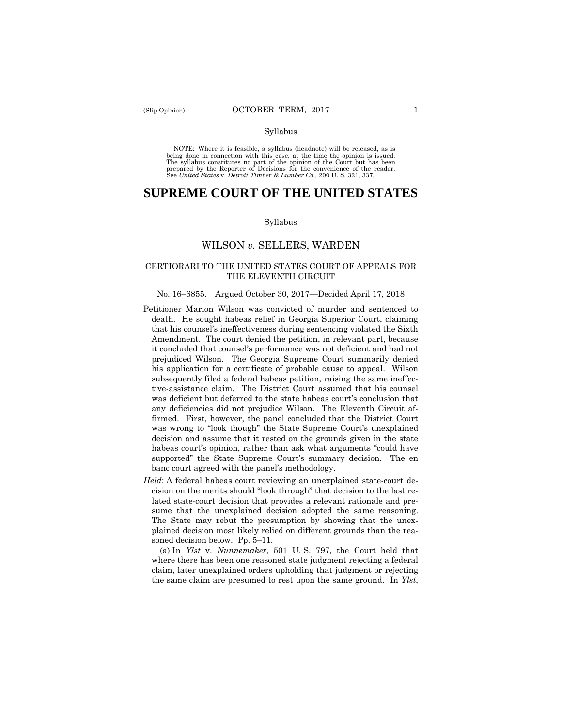Syllabus

NOTE: Where it is feasible, a syllabus (headnote) will be released, as is being done in connection with this case, at the time the opinion is issued. The syllabus constitutes no part of the opinion of the Court but has been prepared by the Reporter of Decisions for the convenience of the reader. See *United States* v. *Detroit Timber & Lumber Co.,* 200 U. S. 321, 337.

# SUPREME COURT OF THE UNITED STATES

Syllabus

## WILSON *v.* SELLERS, WARDEN

### CERTIORARI TO THE UNITED STATES COURT OF APPEALS FOR THE ELEVENTH CIRCUIT

No. 16–6855. Argued October 30, 2017—Decided April 17, 2018

Petitioner Marion Wilson was convicted of murder and sentenced to death. He sought habeas relief in Georgia Superior Court, claiming that his counsel's ineffectiveness during sentencing violated the Sixth Amendment. The court denied the petition, in relevant part, because it concluded that counsel's performance was not deficient and had not prejudiced Wilson. The Georgia Supreme Court summarily denied his application for a certificate of probable cause to appeal. Wilson subsequently filed a federal habeas petition, raising the same ineffective-assistance claim. The District Court assumed that his counsel was deficient but deferred to the state habeas court's conclusion that any deficiencies did not prejudice Wilson. The Eleventh Circuit affirmed. First, however, the panel concluded that the District Court was wrong to "look though" the State Supreme Court's unexplained decision and assume that it rested on the grounds given in the state habeas court's opinion, rather than ask what arguments "could have supported" the State Supreme Court's summary decision. The en banc court agreed with the panel's methodology.

*Held*: A federal habeas court reviewing an unexplained state-court decision on the merits should "look through" that decision to the last related state-court decision that provides a relevant rationale and presume that the unexplained decision adopted the same reasoning. The State may rebut the presumption by showing that the unexplained decision most likely relied on different grounds than the reasoned decision below. Pp. 5–11.

(a) In *Ylst* v. *Nunnemaker*, 501 U. S. 797, the Court held that where there has been one reasoned state judgment rejecting a federal claim, later unexplained orders upholding that judgment or rejecting the same claim are presumed to rest upon the same ground. In *Ylst*,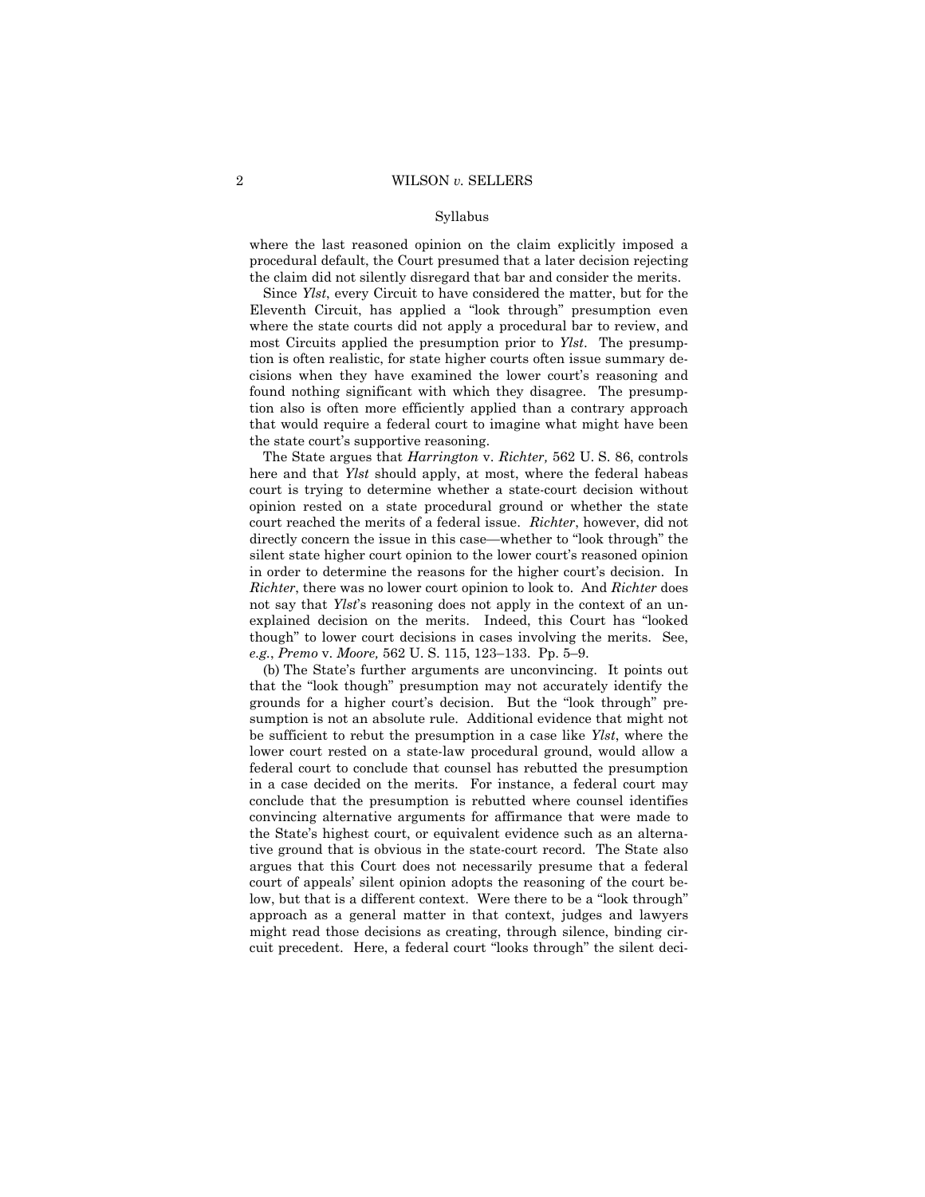where the last reasoned opinion on the claim explicitly imposed a procedural default, the Court presumed that a later decision rejecting the claim did not silently disregard that bar and consider the merits.

Since *Ylst*, every Circuit to have considered the matter, but for the Eleventh Circuit, has applied a "look through" presumption even where the state courts did not apply a procedural bar to review, and most Circuits applied the presumption prior to *Ylst*. The presumption is often realistic, for state higher courts often issue summary decisions when they have examined the lower court's reasoning and found nothing significant with which they disagree. The presumption also is often more efficiently applied than a contrary approach that would require a federal court to imagine what might have been the state court's supportive reasoning.

The State argues that *Harrington* v. *Richter,* 562 U. S. 86, controls here and that *Ylst* should apply, at most, where the federal habeas court is trying to determine whether a state-court decision without opinion rested on a state procedural ground or whether the state court reached the merits of a federal issue. *Richter*, however, did not directly concern the issue in this case—whether to "look through" the silent state higher court opinion to the lower court's reasoned opinion in order to determine the reasons for the higher court's decision. In *Richter*, there was no lower court opinion to look to. And *Richter* does not say that *Ylst*'s reasoning does not apply in the context of an unexplained decision on the merits. Indeed, this Court has "looked though" to lower court decisions in cases involving the merits. See, *e.g.*, *Premo* v. *Moore,* 562 U. S. 115, 123–133. Pp. 5–9.

(b) The State's further arguments are unconvincing. It points out that the "look though" presumption may not accurately identify the grounds for a higher court's decision. But the "look through" presumption is not an absolute rule. Additional evidence that might not be sufficient to rebut the presumption in a case like *Ylst*, where the lower court rested on a state-law procedural ground, would allow a federal court to conclude that counsel has rebutted the presumption in a case decided on the merits. For instance, a federal court may conclude that the presumption is rebutted where counsel identifies convincing alternative arguments for affirmance that were made to the State's highest court, or equivalent evidence such as an alternative ground that is obvious in the state-court record. The State also argues that this Court does not necessarily presume that a federal court of appeals' silent opinion adopts the reasoning of the court below, but that is a different context. Were there to be a "look through" approach as a general matter in that context, judges and lawyers might read those decisions as creating, through silence, binding circuit precedent. Here, a federal court "looks through" the silent deci-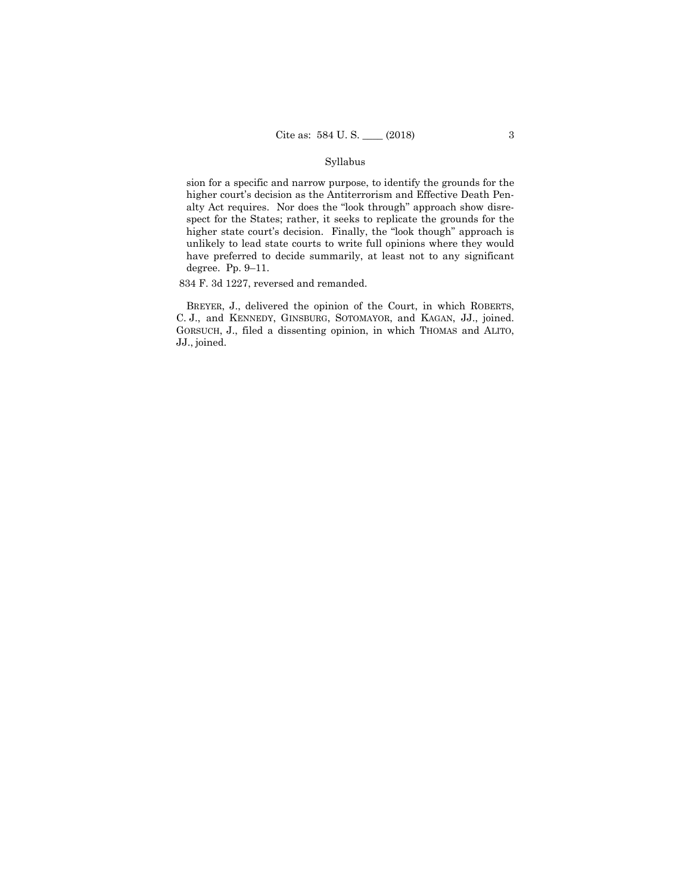sion for a specific and narrow purpose, to identify the grounds for the higher court's decision as the Antiterrorism and Effective Death Penalty Act requires. Nor does the "look through" approach show disrespect for the States; rather, it seeks to replicate the grounds for the higher state court's decision. Finally, the "look though" approach is unlikely to lead state courts to write full opinions where they would have preferred to decide summarily, at least not to any significant degree. Pp. 9–11.

834 F. 3d 1227, reversed and remanded.

BREYER, J., delivered the opinion of the Court, in which ROBERTS, C. J., and KENNEDY, GINSBURG, SOTOMAYOR, and KAGAN, JJ., joined. GORSUCH, J., filed a dissenting opinion, in which THOMAS and ALITO, JJ., joined.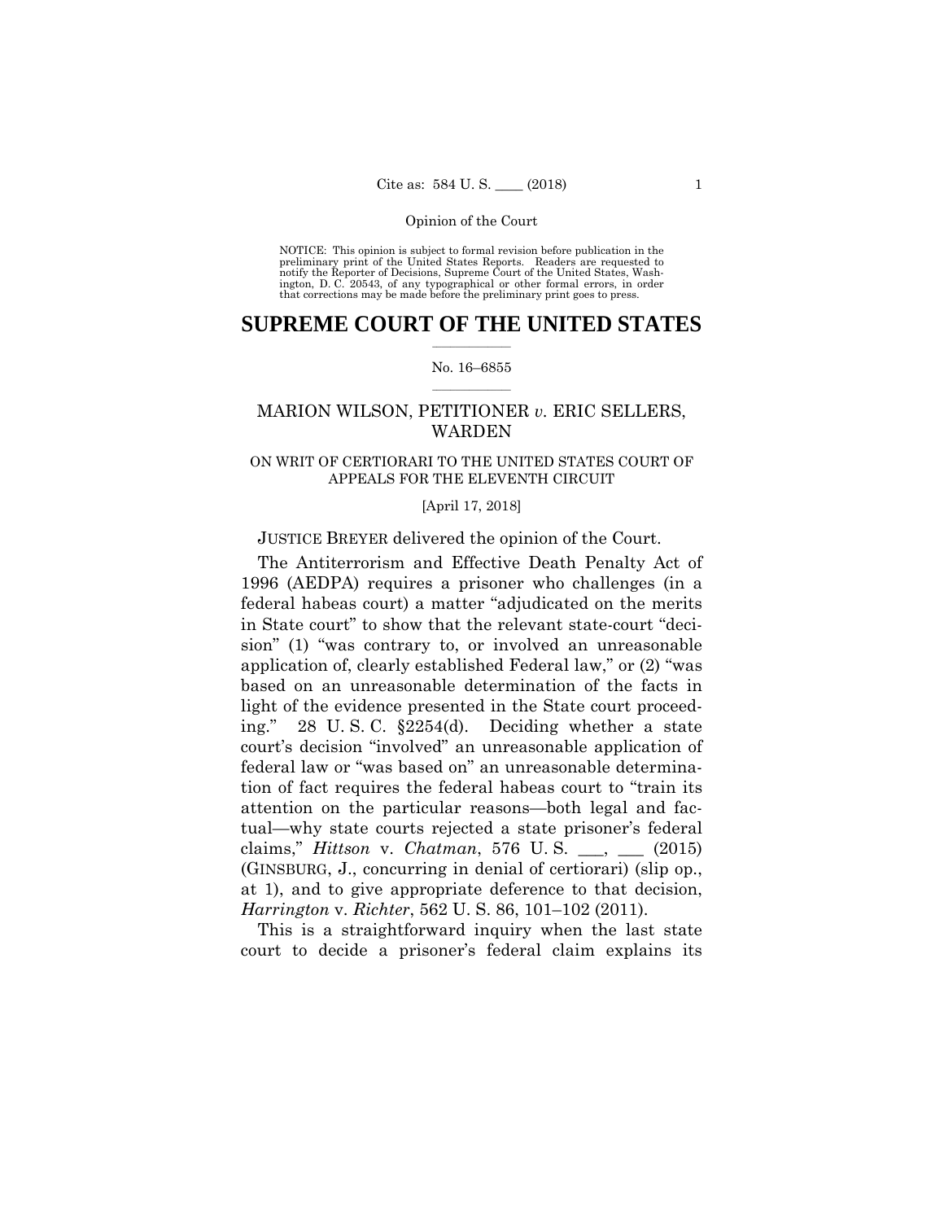NOTICE: This opinion is subject to formal revision before publication in the preliminary print of the United States Reports. Readers are requested to notify the Reporter of Decisions, Supreme Court of the United States, Washington, D. C. 20543, of any typographical or other formal errors, in order that corrections may be made before the preliminary print goes to press.

# SUPREME COURT OF THE UNITED STATES

No. 16–6855

## MARION WILSON, PETITIONER *v.* ERIC SELLERS, WARDEN

ON WRIT OF CERTIORARI TO THE UNITED STATES COURT OF APPEALS FOR THE ELEVENTH CIRCUIT

[April 17, 2018]

JUSTICE BREYER delivered the opinion of the Court.

The Antiterrorism and Effective Death Penalty Act of 1996 (AEDPA) requires a prisoner who challenges (in a federal habeas court) a matter "adjudicated on the merits in State court" to show that the relevant state-court "decision" (1) "was contrary to, or involved an unreasonable application of, clearly established Federal law," or (2) "was based on an unreasonable determination of the facts in light of the evidence presented in the State court proceeding." 28 U. S. C. §2254(d). Deciding whether a state court's decision "involved" an unreasonable application of federal law or "was based on" an unreasonable determination of fact requires the federal habeas court to "train its attention on the particular reasons—both legal and factual—why state courts rejected a state prisoner's federal claims," *Hittson* v. *Chatman*, 576 U. S. ___, ___ (2015) (GINSBURG, J., concurring in denial of certiorari) (slip op., at 1), and to give appropriate deference to that decision, *Harrington* v. *Richter*, 562 U. S. 86, 101–102 (2011).

This is a straightforward inquiry when the last state court to decide a prisoner's federal claim explains its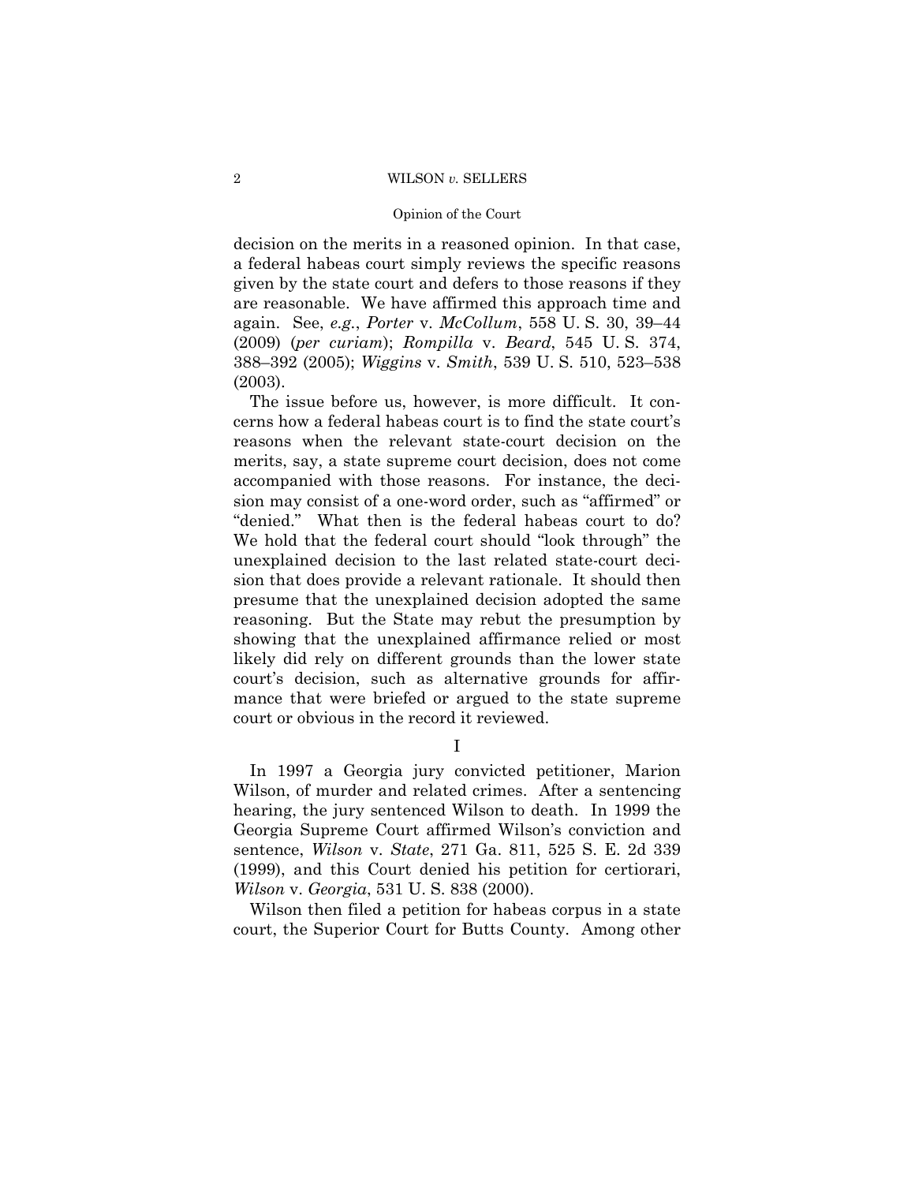decision on the merits in a reasoned opinion. In that case, a federal habeas court simply reviews the specific reasons given by the state court and defers to those reasons if they are reasonable. We have affirmed this approach time and again. See, *e.g.*, *Porter* v. *McCollum*, 558 U. S. 30, 39–44 (2009) (*per curiam*); *Rompilla* v. *Beard*, 545 U. S. 374, 388–392 (2005); *Wiggins* v. *Smith*, 539 U. S. 510, 523–538 (2003).

The issue before us, however, is more difficult. It concerns how a federal habeas court is to find the state court's reasons when the relevant state-court decision on the merits, say, a state supreme court decision, does not come accompanied with those reasons. For instance, the decision may consist of a one-word order, such as "affirmed" or "denied." What then is the federal habeas court to do? We hold that the federal court should "look through" the unexplained decision to the last related state-court decision that does provide a relevant rationale. It should then presume that the unexplained decision adopted the same reasoning. But the State may rebut the presumption by showing that the unexplained affirmance relied or most likely did rely on different grounds than the lower state court's decision, such as alternative grounds for affirmance that were briefed or argued to the state supreme court or obvious in the record it reviewed.

# I

In 1997 a Georgia jury convicted petitioner, Marion Wilson, of murder and related crimes. After a sentencing hearing, the jury sentenced Wilson to death. In 1999 the Georgia Supreme Court affirmed Wilson's conviction and sentence, *Wilson* v. *State*, 271 Ga. 811, 525 S. E. 2d 339 (1999), and this Court denied his petition for certiorari, *Wilson* v. *Georgia*, 531 U. S. 838 (2000).

Wilson then filed a petition for habeas corpus in a state court, the Superior Court for Butts County. Among other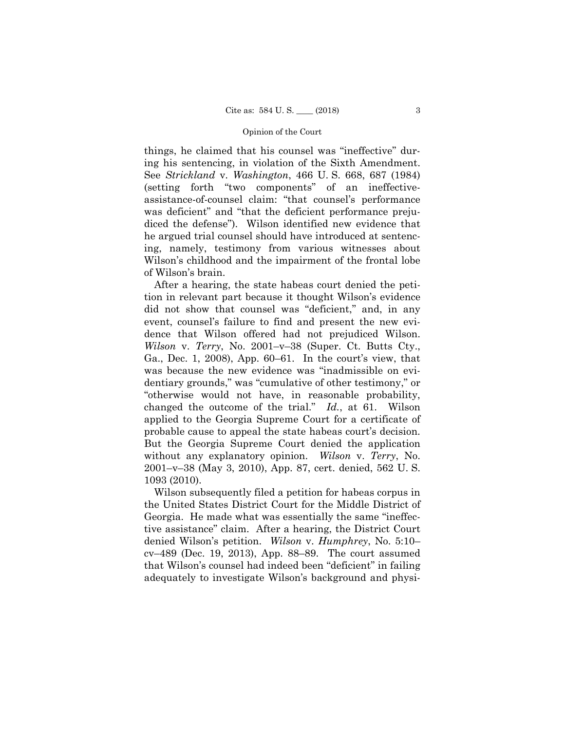things, he claimed that his counsel was "ineffective" during his sentencing, in violation of the Sixth Amendment. See *Strickland* v. *Washington*, 466 U. S. 668, 687 (1984) (setting forth "two components" of an ineffective-assistance-of-counsel claim: "that counsel's performance was deficient" and "that the deficient performance prejudiced the defense"). Wilson identified new evidence that he argued trial counsel should have introduced at sentencing, namely, testimony from various witnesses about Wilson's childhood and the impairment of the frontal lobe of Wilson's brain.

After a hearing, the state habeas court denied the petition in relevant part because it thought Wilson's evidence did not show that counsel was "deficient," and, in any event, counsel's failure to find and present the new evidence that Wilson offered had not prejudiced Wilson. *Wilson* v. *Terry*, No. 2001–v–38 (Super. Ct. Butts Cty., Ga., Dec. 1, 2008), App. 60–61. In the court's view, that was because the new evidence was "inadmissible on evidentiary grounds," was "cumulative of other testimony," or "otherwise would not have, in reasonable probability, changed the outcome of the trial." *Id.*, at 61. Wilson applied to the Georgia Supreme Court for a certificate of probable cause to appeal the state habeas court's decision. But the Georgia Supreme Court denied the application without any explanatory opinion. *Wilson* v. *Terry*, No. 2001–v–38 (May 3, 2010), App. 87, cert. denied, 562 U. S. 1093 (2010).

Wilson subsequently filed a petition for habeas corpus in the United States District Court for the Middle District of Georgia. He made what was essentially the same "ineffective assistance" claim. After a hearing, the District Court denied Wilson's petition. *Wilson* v. *Humphrey*, No. 5:10–cv–489 (Dec. 19, 2013), App. 88–89. The court assumed that Wilson's counsel had indeed been "deficient" in failing adequately to investigate Wilson's background and physi-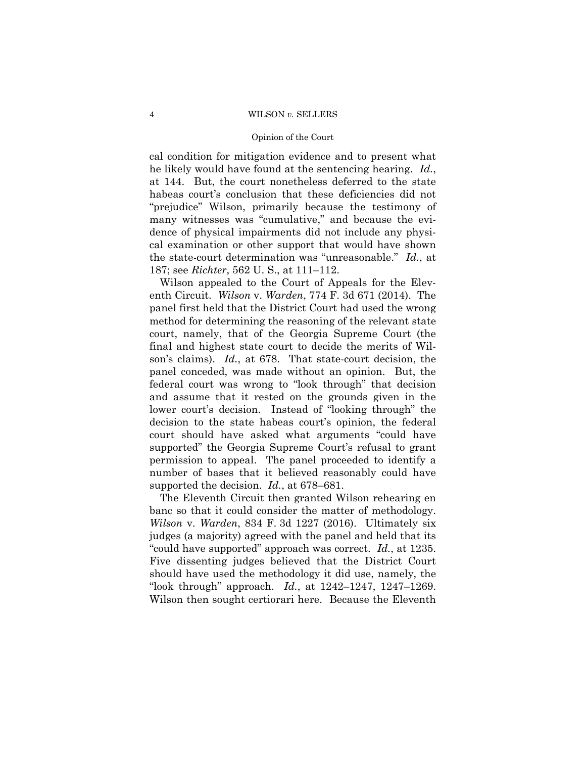cal condition for mitigation evidence and to present what he likely would have found at the sentencing hearing. *Id.*, at 144. But, the court nonetheless deferred to the state habeas court's conclusion that these deficiencies did not "prejudice" Wilson, primarily because the testimony of many witnesses was "cumulative," and because the evidence of physical impairments did not include any physical examination or other support that would have shown the state-court determination was "unreasonable." *Id.*, at 187; see *Richter*, 562 U. S., at 111–112.

Wilson appealed to the Court of Appeals for the Eleventh Circuit. *Wilson* v. *Warden*, 774 F. 3d 671 (2014). The panel first held that the District Court had used the wrong method for determining the reasoning of the relevant state court, namely, that of the Georgia Supreme Court (the final and highest state court to decide the merits of Wilson's claims). *Id.*, at 678. That state-court decision, the panel conceded, was made without an opinion. But, the federal court was wrong to "look through" that decision and assume that it rested on the grounds given in the lower court's decision. Instead of "looking through" the decision to the state habeas court's opinion, the federal court should have asked what arguments "could have supported" the Georgia Supreme Court's refusal to grant permission to appeal. The panel proceeded to identify a number of bases that it believed reasonably could have supported the decision. *Id.*, at 678–681.

The Eleventh Circuit then granted Wilson rehearing en banc so that it could consider the matter of methodology. *Wilson* v. *Warden*, 834 F. 3d 1227 (2016). Ultimately six judges (a majority) agreed with the panel and held that its "could have supported" approach was correct. *Id.*, at 1235. Five dissenting judges believed that the District Court should have used the methodology it did use, namely, the "look through" approach. *Id.*, at 1242–1247, 1247–1269. Wilson then sought certiorari here. Because the Eleventh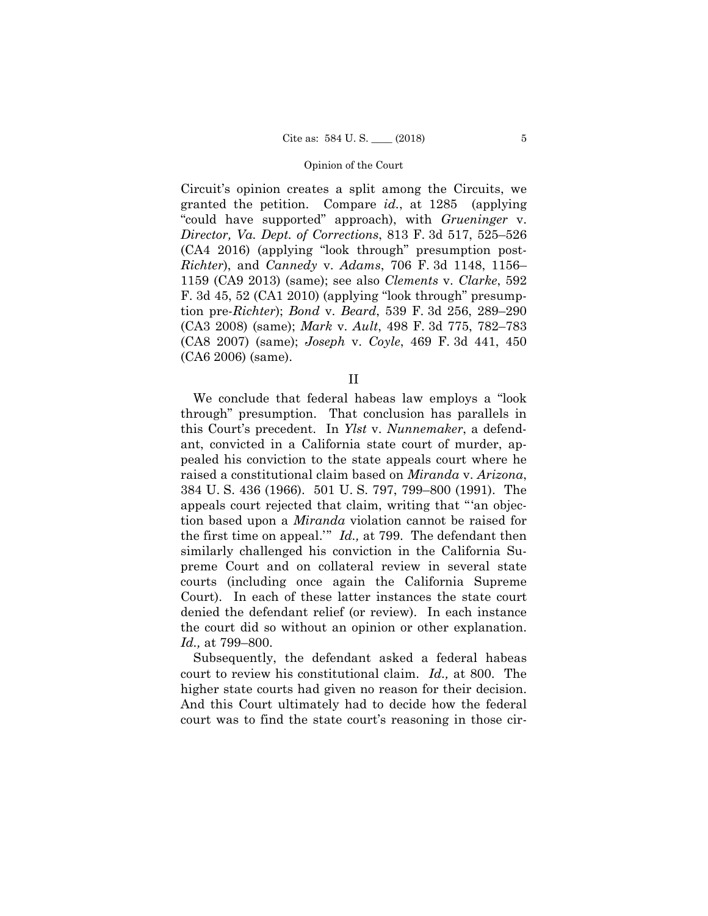Circuit's opinion creates a split among the Circuits, we granted the petition. Compare *id.*, at 1285 (applying "could have supported" approach), with *Grueninger* v. *Director, Va. Dept. of Corrections*, 813 F. 3d 517, 525–526 (CA4 2016) (applying "look through" presumption post-*Richter*), and *Cannedy* v. *Adams*, 706 F. 3d 1148, 1156–1159 (CA9 2013) (same); see also *Clements* v. *Clarke*, 592 F. 3d 45, 52 (CA1 2010) (applying "look through" presumption pre-*Richter*); *Bond* v. *Beard*, 539 F. 3d 256, 289–290 (CA3 2008) (same); *Mark* v. *Ault*, 498 F. 3d 775, 782–783 (CA8 2007) (same); *Joseph* v. *Coyle*, 469 F. 3d 441, 450 (CA6 2006) (same).

## II

We conclude that federal habeas law employs a "look through" presumption. That conclusion has parallels in this Court's precedent. In *Ylst* v. *Nunnemaker*, a defendant, convicted in a California state court of murder, appealed his conviction to the state appeals court where he raised a constitutional claim based on *Miranda* v. *Arizona*, 384 U. S. 436 (1966). 501 U. S. 797, 799–800 (1991). The appeals court rejected that claim, writing that "'an objection based upon a *Miranda* violation cannot be raised for the first time on appeal.'" *Id.,* at 799. The defendant then similarly challenged his conviction in the California Supreme Court and on collateral review in several state courts (including once again the California Supreme Court). In each of these latter instances the state court denied the defendant relief (or review). In each instance the court did so without an opinion or other explanation. *Id.,* at 799–800.

Subsequently, the defendant asked a federal habeas court to review his constitutional claim. *Id.,* at 800. The higher state courts had given no reason for their decision. And this Court ultimately had to decide how the federal court was to find the state court's reasoning in those cir-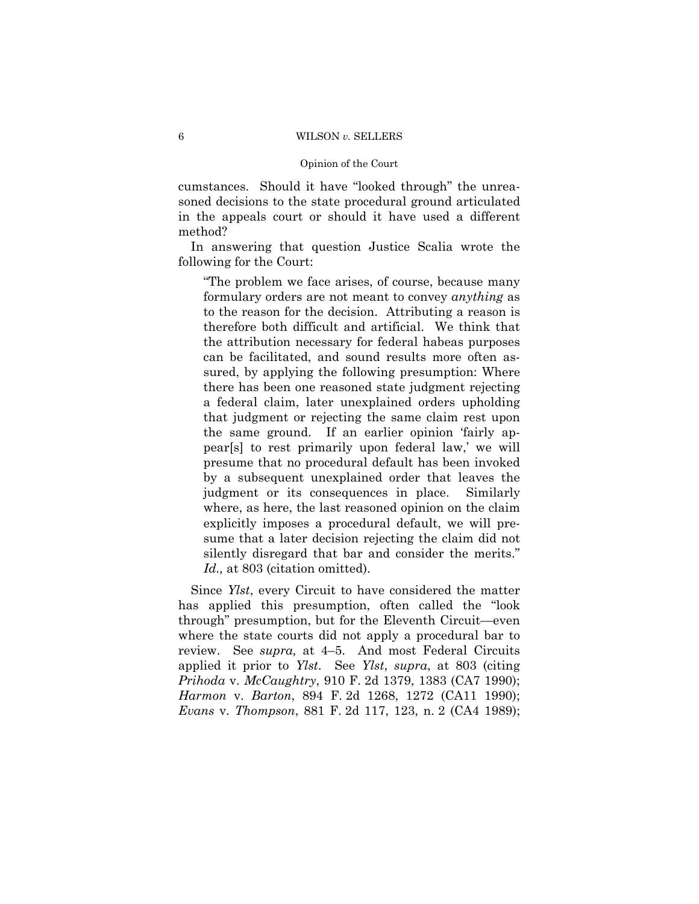cumstances. Should it have "looked through" the unreasoned decisions to the state procedural ground articulated in the appeals court or should it have used a different method?

In answering that question Justice Scalia wrote the following for the Court:

> "The problem we face arises, of course, because many formulary orders are not meant to convey *anything* as to the reason for the decision. Attributing a reason is therefore both difficult and artificial. We think that the attribution necessary for federal habeas purposes can be facilitated, and sound results more often assured, by applying the following presumption: Where there has been one reasoned state judgment rejecting a federal claim, later unexplained orders upholding that judgment or rejecting the same claim rest upon the same ground. If an earlier opinion 'fairly appear[s] to rest primarily upon federal law,' we will presume that no procedural default has been invoked by a subsequent unexplained order that leaves the judgment or its consequences in place. Similarly where, as here, the last reasoned opinion on the claim explicitly imposes a procedural default, we will presume that a later decision rejecting the claim did not silently disregard that bar and consider the merits." *Id.,* at 803 (citation omitted).

Since *Ylst*, every Circuit to have considered the matter has applied this presumption, often called the "look through" presumption, but for the Eleventh Circuit—even where the state courts did not apply a procedural bar to review. See *supra,* at 4–5. And most Federal Circuits applied it prior to *Ylst*. See *Ylst*, *supra*, at 803 (citing *Prihoda* v. *McCaughtry*, 910 F. 2d 1379, 1383 (CA7 1990); *Harmon* v. *Barton*, 894 F. 2d 1268, 1272 (CA11 1990); *Evans* v. *Thompson*, 881 F. 2d 117, 123, n. 2 (CA4 1989);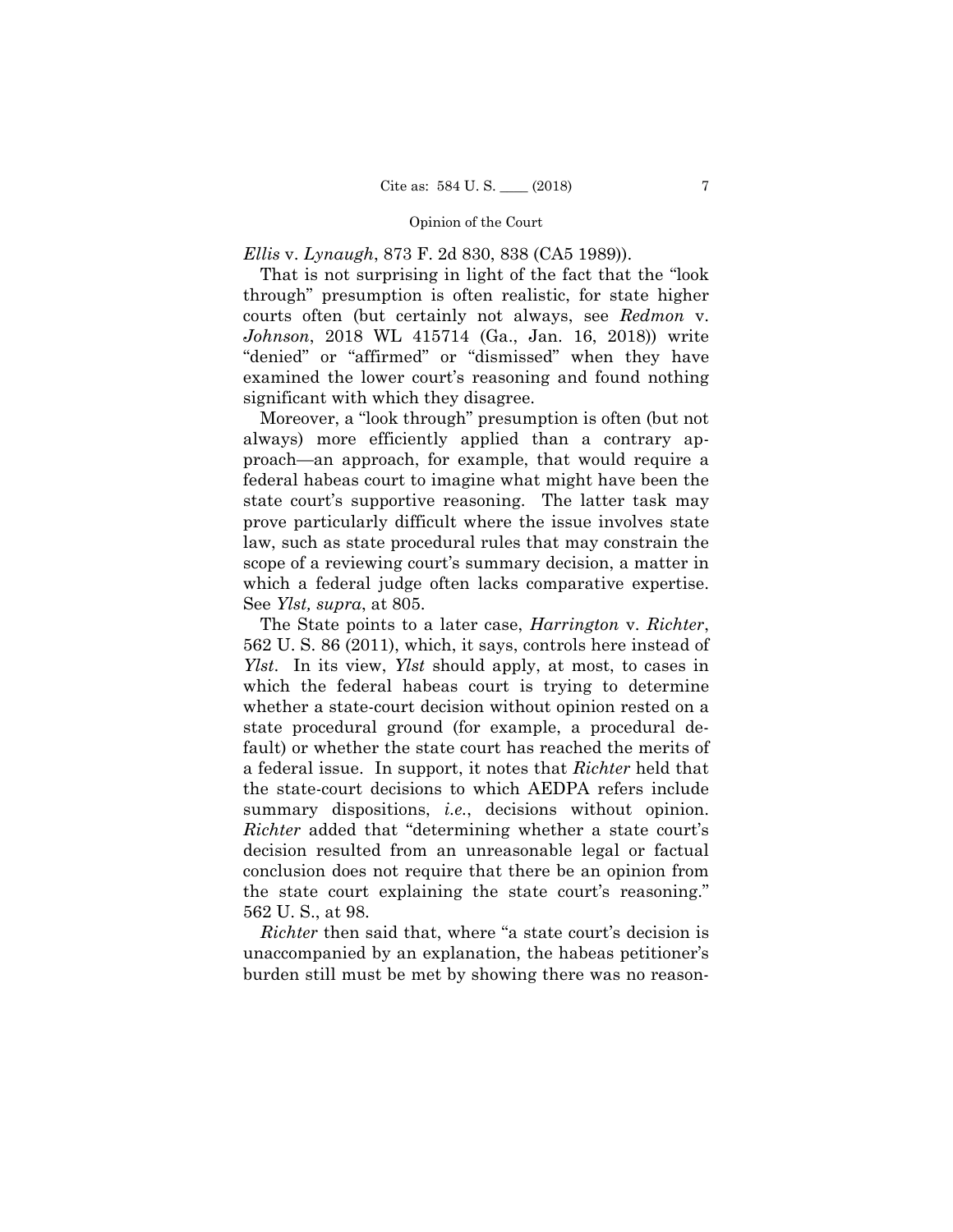*Ellis* v. *Lynaugh*, 873 F. 2d 830, 838 (CA5 1989)).

That is not surprising in light of the fact that the "look through" presumption is often realistic, for state higher courts often (but certainly not always, see *Redmon* v. *Johnson*, 2018 WL 415714 (Ga., Jan. 16, 2018)) write "denied" or "affirmed" or "dismissed" when they have examined the lower court's reasoning and found nothing significant with which they disagree.

Moreover, a "look through" presumption is often (but not always) more efficiently applied than a contrary approach—an approach, for example, that would require a federal habeas court to imagine what might have been the state court's supportive reasoning. The latter task may prove particularly difficult where the issue involves state law, such as state procedural rules that may constrain the scope of a reviewing court's summary decision, a matter in which a federal judge often lacks comparative expertise. See *Ylst, supra*, at 805.

The State points to a later case, *Harrington* v. *Richter*, 562 U. S. 86 (2011), which, it says, controls here instead of *Ylst*. In its view, *Ylst* should apply, at most, to cases in which the federal habeas court is trying to determine whether a state-court decision without opinion rested on a state procedural ground (for example, a procedural default) or whether the state court has reached the merits of a federal issue. In support, it notes that *Richter* held that the state-court decisions to which AEDPA refers include summary dispositions, *i.e.*, decisions without opinion. *Richter* added that "determining whether a state court's decision resulted from an unreasonable legal or factual conclusion does not require that there be an opinion from the state court explaining the state court's reasoning." 562 U. S., at 98.

*Richter* then said that, where "a state court's decision is unaccompanied by an explanation, the habeas petitioner's burden still must be met by showing there was no reason-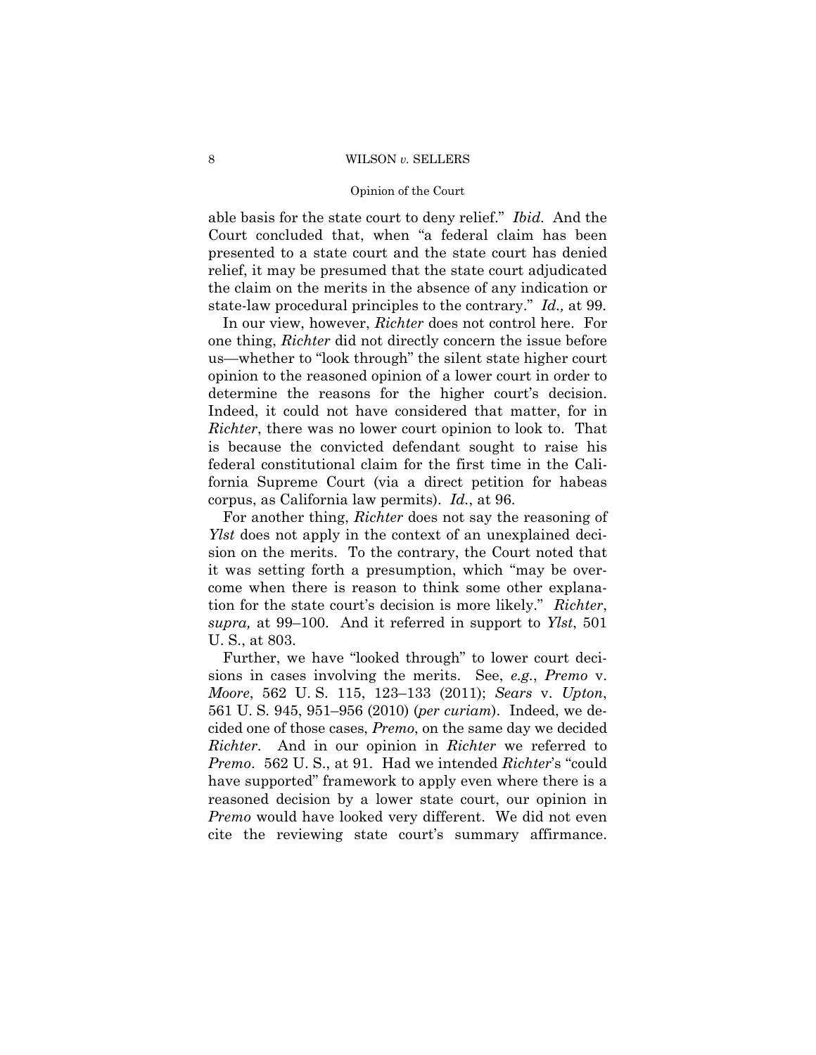able basis for the state court to deny relief." *Ibid.* And the Court concluded that, when "a federal claim has been presented to a state court and the state court has denied relief, it may be presumed that the state court adjudicated the claim on the merits in the absence of any indication or state-law procedural principles to the contrary." *Id.,* at 99.

In our view, however, *Richter* does not control here. For one thing, *Richter* did not directly concern the issue before us—whether to "look through" the silent state higher court opinion to the reasoned opinion of a lower court in order to determine the reasons for the higher court's decision. Indeed, it could not have considered that matter, for in *Richter*, there was no lower court opinion to look to. That is because the convicted defendant sought to raise his federal constitutional claim for the first time in the California Supreme Court (via a direct petition for habeas corpus, as California law permits). *Id.*, at 96.

For another thing, *Richter* does not say the reasoning of *Ylst* does not apply in the context of an unexplained decision on the merits. To the contrary, the Court noted that it was setting forth a presumption, which "may be overcome when there is reason to think some other explanation for the state court's decision is more likely." *Richter*, *supra,* at 99–100. And it referred in support to *Ylst*, 501 U. S., at 803.

Further, we have "looked through" to lower court decisions in cases involving the merits. See, *e.g.*, *Premo* v. *Moore*, 562 U. S. 115, 123–133 (2011); *Sears* v. *Upton*, 561 U. S. 945, 951–956 (2010) (*per curiam*). Indeed, we decided one of those cases, *Premo*, on the same day we decided *Richter*. And in our opinion in *Richter* we referred to *Premo*. 562 U. S., at 91. Had we intended *Richter*'s "could have supported" framework to apply even where there is a reasoned decision by a lower state court, our opinion in *Premo* would have looked very different. We did not even cite the reviewing state court's summary affirmance.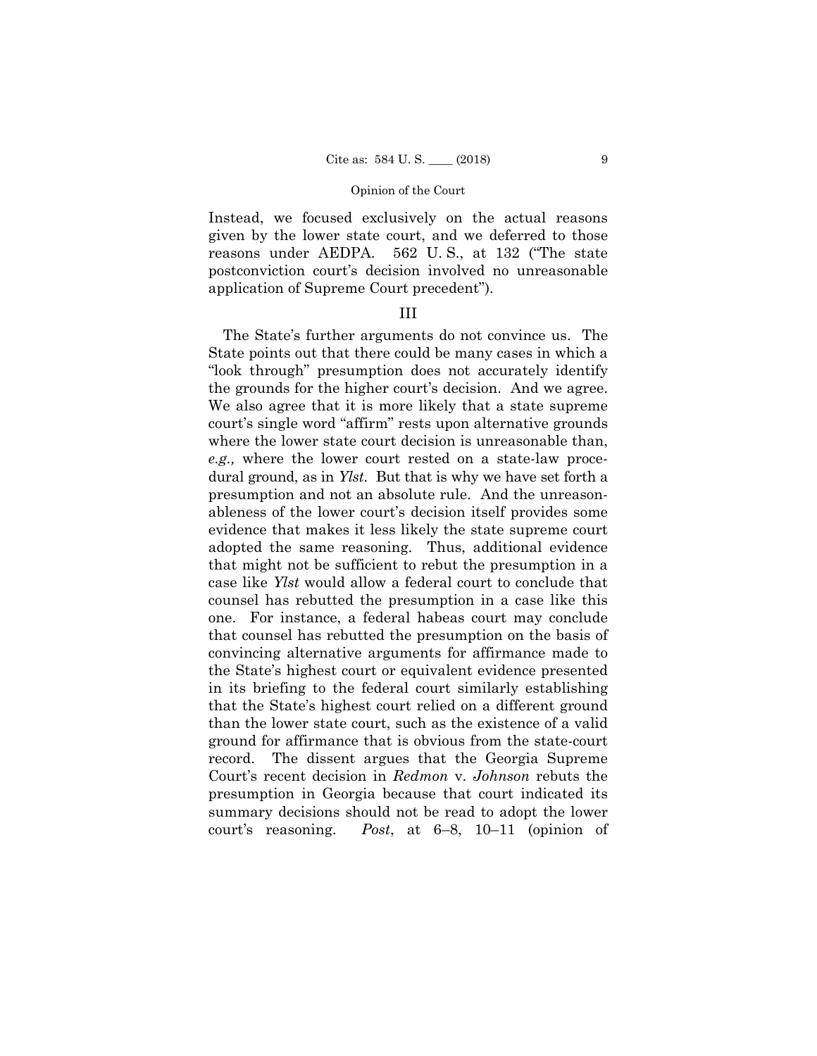Instead, we focused exclusively on the actual reasons given by the lower state court, and we deferred to those reasons under AEDPA. 562 U. S., at 132 ("The state postconviction court's decision involved no unreasonable application of Supreme Court precedent").

## III

The State's further arguments do not convince us. The State points out that there could be many cases in which a "look through" presumption does not accurately identify the grounds for the higher court's decision. And we agree. We also agree that it is more likely that a state supreme court's single word "affirm" rests upon alternative grounds where the lower state court decision is unreasonable than, *e.g.,* where the lower court rested on a state-law procedural ground, as in *Ylst*. But that is why we have set forth a presumption and not an absolute rule. And the unreasonableness of the lower court's decision itself provides some evidence that makes it less likely the state supreme court adopted the same reasoning. Thus, additional evidence that might not be sufficient to rebut the presumption in a case like *Ylst* would allow a federal court to conclude that counsel has rebutted the presumption in a case like this one. For instance, a federal habeas court may conclude that counsel has rebutted the presumption on the basis of convincing alternative arguments for affirmance made to the State's highest court or equivalent evidence presented in its briefing to the federal court similarly establishing that the State's highest court relied on a different ground than the lower state court, such as the existence of a valid ground for affirmance that is obvious from the state-court record. The dissent argues that the Georgia Supreme Court's recent decision in *Redmon* v. *Johnson* rebuts the presumption in Georgia because that court indicated its summary decisions should not be read to adopt the lower court's reasoning. *Post*, at 6–8, 10–11 (opinion of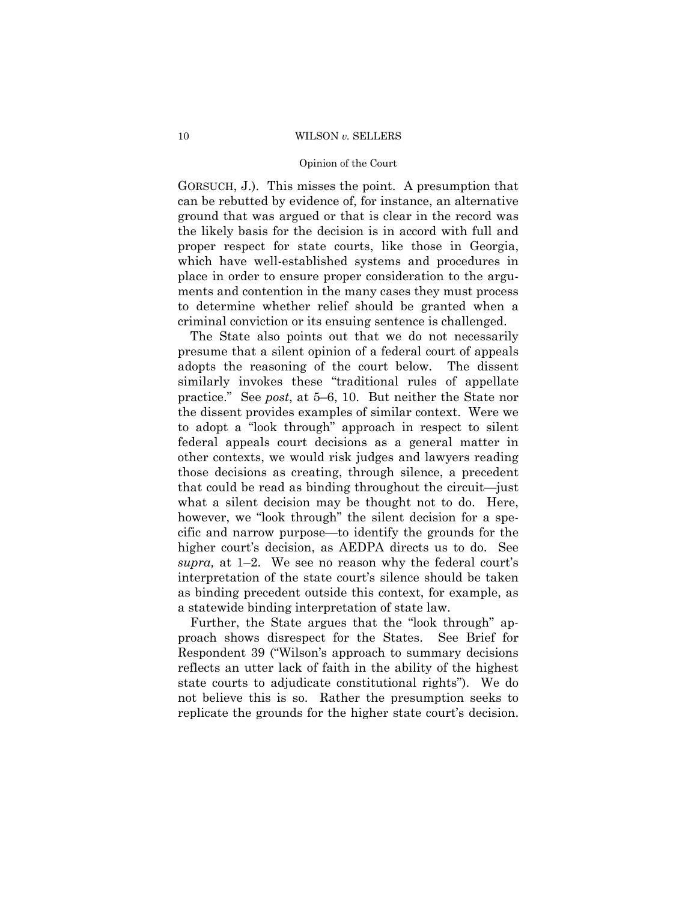GORSUCH, J.). This misses the point. A presumption that can be rebutted by evidence of, for instance, an alternative ground that was argued or that is clear in the record was the likely basis for the decision is in accord with full and proper respect for state courts, like those in Georgia, which have well-established systems and procedures in place in order to ensure proper consideration to the arguments and contention in the many cases they must process to determine whether relief should be granted when a criminal conviction or its ensuing sentence is challenged.

The State also points out that we do not necessarily presume that a silent opinion of a federal court of appeals adopts the reasoning of the court below. The dissent similarly invokes these "traditional rules of appellate practice." See *post*, at 5–6, 10. But neither the State nor the dissent provides examples of similar context. Were we to adopt a "look through" approach in respect to silent federal appeals court decisions as a general matter in other contexts, we would risk judges and lawyers reading those decisions as creating, through silence, a precedent that could be read as binding throughout the circuit—just what a silent decision may be thought not to do. Here, however, we "look through" the silent decision for a specific and narrow purpose—to identify the grounds for the higher court's decision, as AEDPA directs us to do. See *supra,* at 1–2. We see no reason why the federal court's interpretation of the state court's silence should be taken as binding precedent outside this context, for example, as a statewide binding interpretation of state law.

Further, the State argues that the "look through" approach shows disrespect for the States. See Brief for Respondent 39 ("Wilson's approach to summary decisions reflects an utter lack of faith in the ability of the highest state courts to adjudicate constitutional rights"). We do not believe this is so. Rather the presumption seeks to replicate the grounds for the higher state court's decision.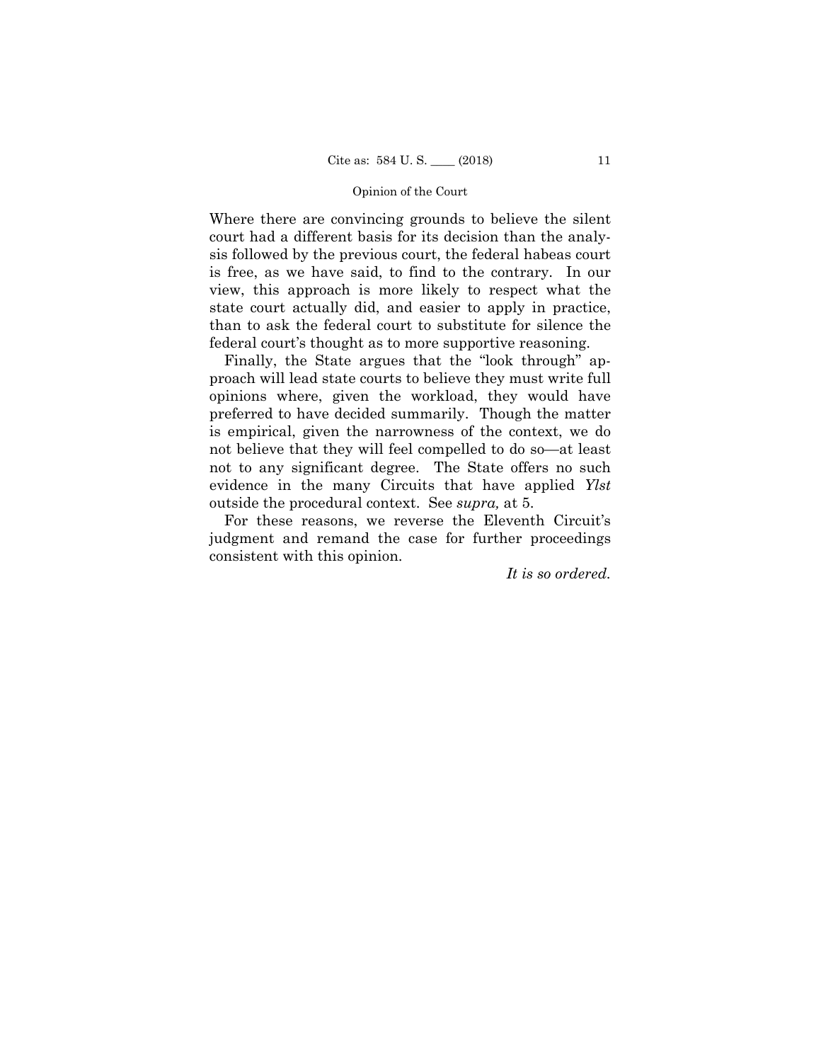Where there are convincing grounds to believe the silent court had a different basis for its decision than the analysis followed by the previous court, the federal habeas court is free, as we have said, to find to the contrary. In our view, this approach is more likely to respect what the state court actually did, and easier to apply in practice, than to ask the federal court to substitute for silence the federal court's thought as to more supportive reasoning.

Finally, the State argues that the "look through" approach will lead state courts to believe they must write full opinions where, given the workload, they would have preferred to have decided summarily. Though the matter is empirical, given the narrowness of the context, we do not believe that they will feel compelled to do so—at least not to any significant degree. The State offers no such evidence in the many Circuits that have applied *Ylst* outside the procedural context. See *supra,* at 5.

For these reasons, we reverse the Eleventh Circuit's judgment and remand the case for further proceedings consistent with this opinion.

*It is so ordered.*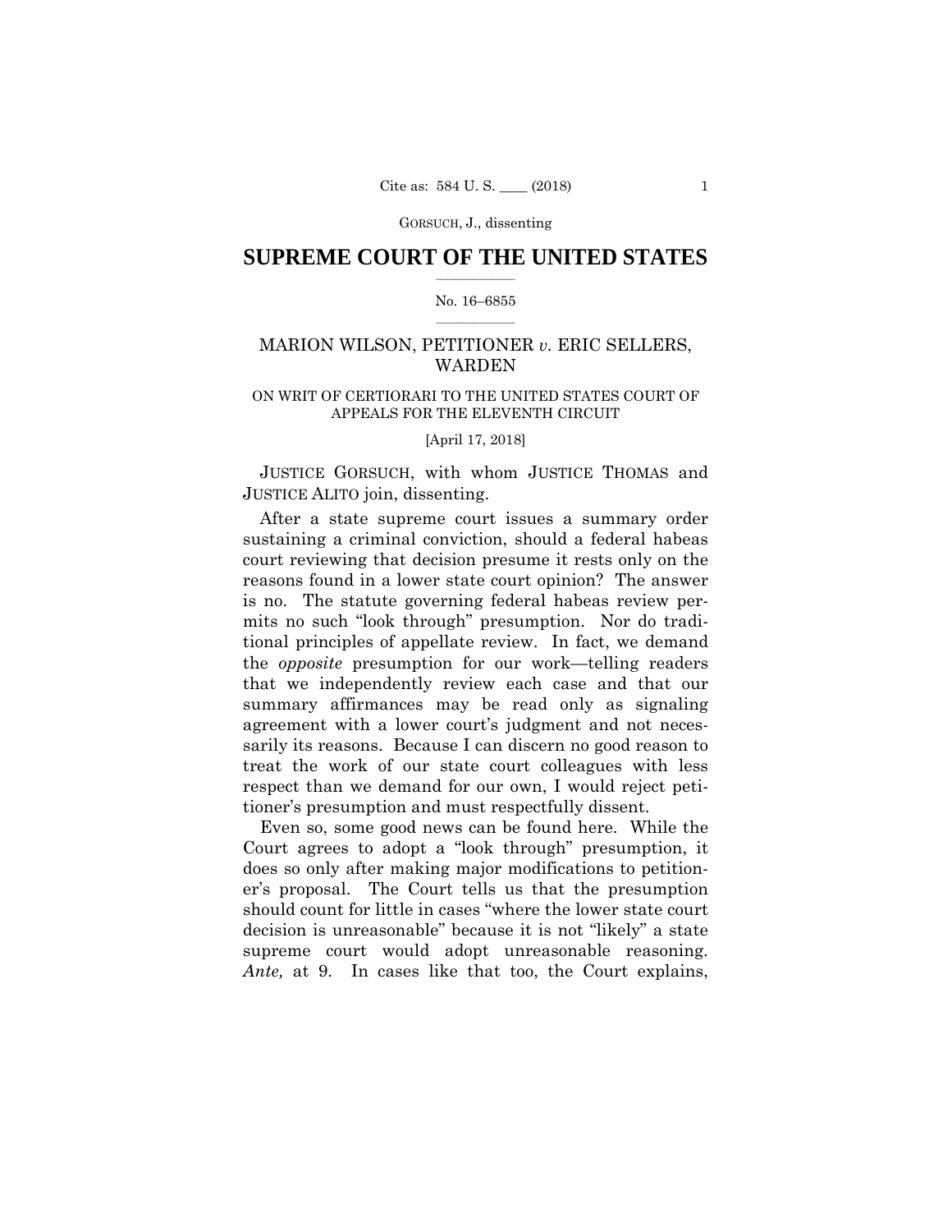# SUPREME COURT OF THE UNITED STATES

No. 16–6855

MARION WILSON, PETITIONER *v.* ERIC SELLERS, WARDEN

ON WRIT OF CERTIORARI TO THE UNITED STATES COURT OF APPEALS FOR THE ELEVENTH CIRCUIT

[April 17, 2018]

JUSTICE GORSUCH, with whom JUSTICE THOMAS and JUSTICE ALITO join, dissenting.

After a state supreme court issues a summary order sustaining a criminal conviction, should a federal habeas court reviewing that decision presume it rests only on the reasons found in a lower state court opinion? The answer is no. The statute governing federal habeas review permits no such "look through" presumption. Nor do traditional principles of appellate review. In fact, we demand the *opposite* presumption for our work—telling readers that we independently review each case and that our summary affirmances may be read only as signaling agreement with a lower court's judgment and not necessarily its reasons. Because I can discern no good reason to treat the work of our state court colleagues with less respect than we demand for our own, I would reject petitioner's presumption and must respectfully dissent.

Even so, some good news can be found here. While the Court agrees to adopt a "look through" presumption, it does so only after making major modifications to petitioner's proposal. The Court tells us that the presumption should count for little in cases "where the lower state court decision is unreasonable" because it is not "likely" a state supreme court would adopt unreasonable reasoning. *Ante,* at 9. In cases like that too, the Court explains,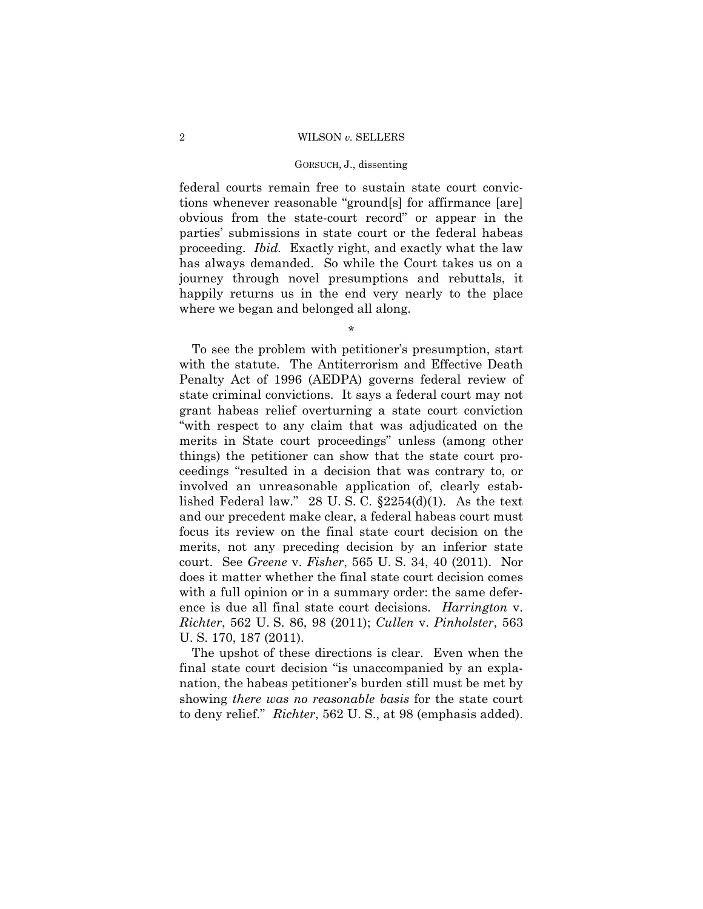federal courts remain free to sustain state court convictions whenever reasonable "ground[s] for affirmance [are] obvious from the state-court record" or appear in the parties' submissions in state court or the federal habeas proceeding. *Ibid.* Exactly right, and exactly what the law has always demanded. So while the Court takes us on a journey through novel presumptions and rebuttals, it happily returns us in the end very nearly to the place where we began and belonged all along.

\*

To see the problem with petitioner's presumption, start with the statute. The Antiterrorism and Effective Death Penalty Act of 1996 (AEDPA) governs federal review of state criminal convictions. It says a federal court may not grant habeas relief overturning a state court conviction "with respect to any claim that was adjudicated on the merits in State court proceedings" unless (among other things) the petitioner can show that the state court proceedings "resulted in a decision that was contrary to, or involved an unreasonable application of, clearly established Federal law." 28 U. S. C. §2254(d)(1). As the text and our precedent make clear, a federal habeas court must focus its review on the final state court decision on the merits, not any preceding decision by an inferior state court. See *Greene* v. *Fisher*, 565 U. S. 34, 40 (2011). Nor does it matter whether the final state court decision comes with a full opinion or in a summary order: the same deference is due all final state court decisions. *Harrington* v. *Richter*, 562 U. S. 86, 98 (2011); *Cullen* v. *Pinholster*, 563 U. S. 170, 187 (2011).

The upshot of these directions is clear. Even when the final state court decision "is unaccompanied by an explanation, the habeas petitioner's burden still must be met by showing *there was no reasonable basis* for the state court to deny relief." *Richter*, 562 U. S., at 98 (emphasis added).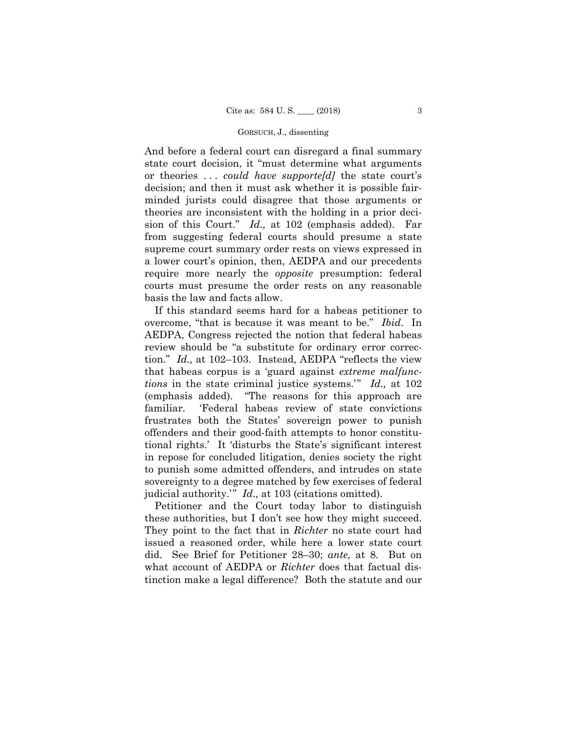And before a federal court can disregard a final summary state court decision, it "must determine what arguments or theories . . . *could have supporte[d]* the state court's decision; and then it must ask whether it is possible fairminded jurists could disagree that those arguments or theories are inconsistent with the holding in a prior decision of this Court." *Id.,* at 102 (emphasis added). Far from suggesting federal courts should presume a state supreme court summary order rests on views expressed in a lower court's opinion, then, AEDPA and our precedents require more nearly the *opposite* presumption: federal courts must presume the order rests on any reasonable basis the law and facts allow.

If this standard seems hard for a habeas petitioner to overcome, "that is because it was meant to be." *Ibid*. In AEDPA, Congress rejected the notion that federal habeas review should be "a substitute for ordinary error correction." *Id.,* at 102–103. Instead, AEDPA "reflects the view that habeas corpus is a 'guard against *extreme malfunctions* in the state criminal justice systems.'" *Id.,* at 102 (emphasis added). "The reasons for this approach are familiar. 'Federal habeas review of state convictions frustrates both the States' sovereign power to punish offenders and their good-faith attempts to honor constitutional rights.' It 'disturbs the State's significant interest in repose for concluded litigation, denies society the right to punish some admitted offenders, and intrudes on state sovereignty to a degree matched by few exercises of federal judicial authority.'" *Id.,* at 103 (citations omitted).

Petitioner and the Court today labor to distinguish these authorities, but I don't see how they might succeed. They point to the fact that in *Richter* no state court had issued a reasoned order, while here a lower state court did. See Brief for Petitioner 28–30; *ante,* at 8. But on what account of AEDPA or *Richter* does that factual distinction make a legal difference? Both the statute and our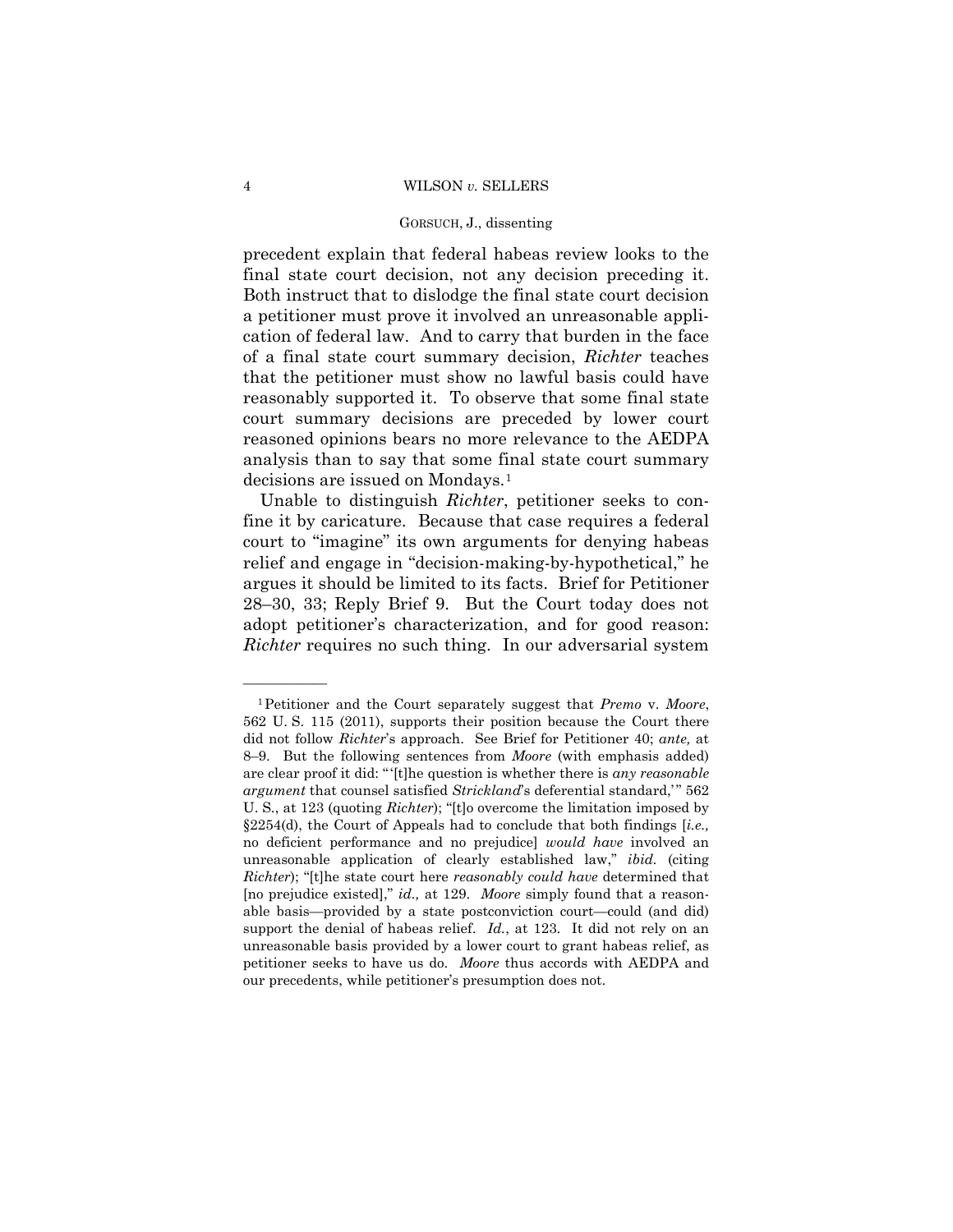precedent explain that federal habeas review looks to the final state court decision, not any decision preceding it. Both instruct that to dislodge the final state court decision a petitioner must prove it involved an unreasonable application of federal law. And to carry that burden in the face of a final state court summary decision, *Richter* teaches that the petitioner must show no lawful basis could have reasonably supported it. To observe that some final state court summary decisions are preceded by lower court reasoned opinions bears no more relevance to the AEDPA analysis than to say that some final state court summary decisions are issued on Mondays.[1]

Unable to distinguish *Richter*, petitioner seeks to confine it by caricature. Because that case requires a federal court to "imagine" its own arguments for denying habeas relief and engage in "decision-making-by-hypothetical," he argues it should be limited to its facts. Brief for Petitioner 28–30, 33; Reply Brief 9. But the Court today does not adopt petitioner's characterization, and for good reason: *Richter* requires no such thing. In our adversarial system

---

[1] Petitioner and the Court separately suggest that *Premo* v. *Moore*, 562 U. S. 115 (2011), supports their position because the Court there did not follow *Richter*'s approach. See Brief for Petitioner 40; *ante,* at 8–9. But the following sentences from *Moore* (with emphasis added) are clear proof it did: "'[t]he question is whether there is *any reasonable argument* that counsel satisfied *Strickland*'s deferential standard,'" 562 U. S., at 123 (quoting *Richter*); "[t]o overcome the limitation imposed by §2254(d), the Court of Appeals had to conclude that both findings [*i.e.,* no deficient performance and no prejudice] *would have* involved an unreasonable application of clearly established law," *ibid.* (citing *Richter*); "[t]he state court here *reasonably could have* determined that [no prejudice existed]," *id.,* at 129. *Moore* simply found that a reasonable basis—provided by a state postconviction court—could (and did) support the denial of habeas relief. *Id.*, at 123. It did not rely on an unreasonable basis provided by a lower court to grant habeas relief, as petitioner seeks to have us do. *Moore* thus accords with AEDPA and our precedents, while petitioner's presumption does not.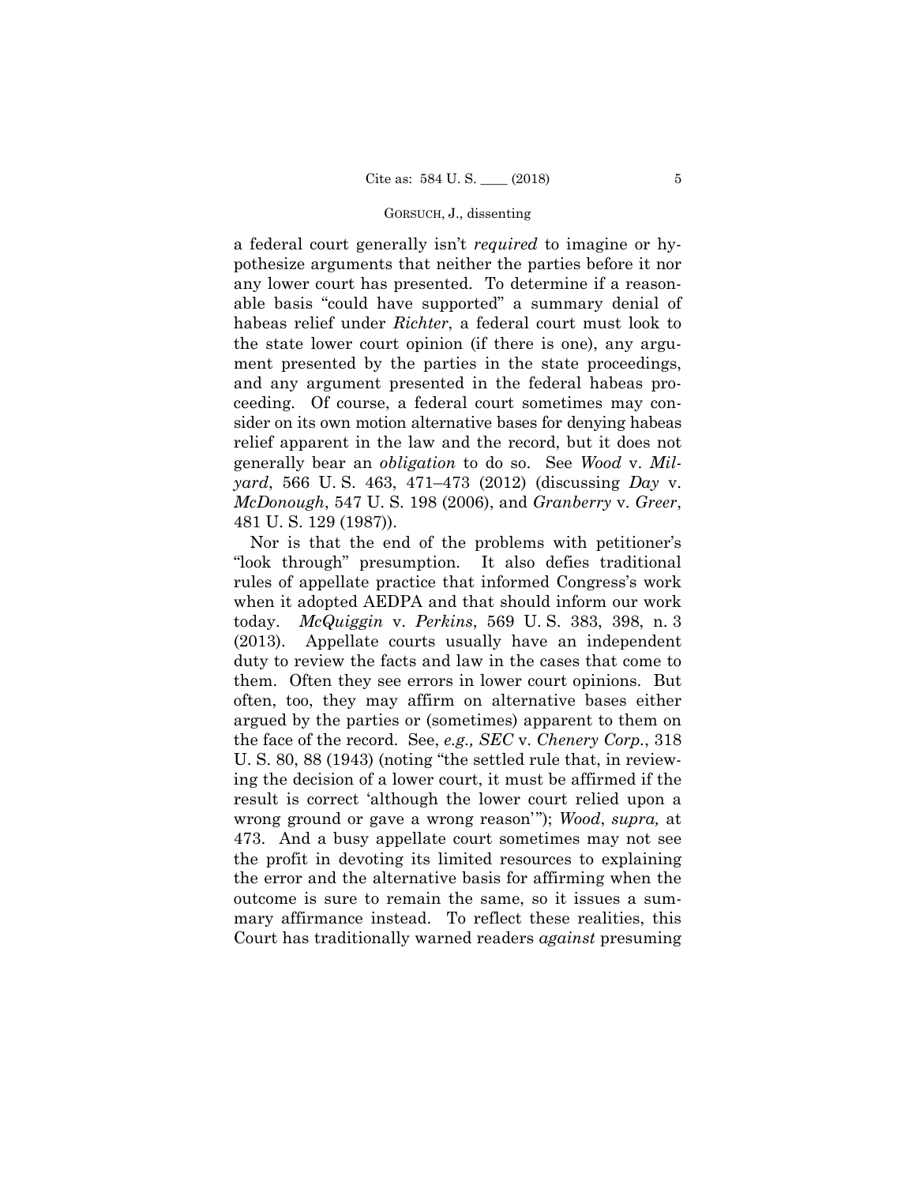a federal court generally isn't *required* to imagine or hypothesize arguments that neither the parties before it nor any lower court has presented. To determine if a reasonable basis "could have supported" a summary denial of habeas relief under *Richter*, a federal court must look to the state lower court opinion (if there is one), any argument presented by the parties in the state proceedings, and any argument presented in the federal habeas proceeding. Of course, a federal court sometimes may consider on its own motion alternative bases for denying habeas relief apparent in the law and the record, but it does not generally bear an *obligation* to do so. See *Wood* v. *Milyard*, 566 U. S. 463, 471–473 (2012) (discussing *Day* v. *McDonough*, 547 U. S. 198 (2006), and *Granberry* v. *Greer*, 481 U. S. 129 (1987)).

Nor is that the end of the problems with petitioner's "look through" presumption. It also defies traditional rules of appellate practice that informed Congress's work when it adopted AEDPA and that should inform our work today. *McQuiggin* v. *Perkins*, 569 U. S. 383, 398, n. 3 (2013). Appellate courts usually have an independent duty to review the facts and law in the cases that come to them. Often they see errors in lower court opinions. But often, too, they may affirm on alternative bases either argued by the parties or (sometimes) apparent to them on the face of the record. See, *e.g., SEC* v. *Chenery Corp.*, 318 U. S. 80, 88 (1943) (noting "the settled rule that, in reviewing the decision of a lower court, it must be affirmed if the result is correct 'although the lower court relied upon a wrong ground or gave a wrong reason'"); *Wood*, *supra,* at 473. And a busy appellate court sometimes may not see the profit in devoting its limited resources to explaining the error and the alternative basis for affirming when the outcome is sure to remain the same, so it issues a summary affirmance instead. To reflect these realities, this Court has traditionally warned readers *against* presuming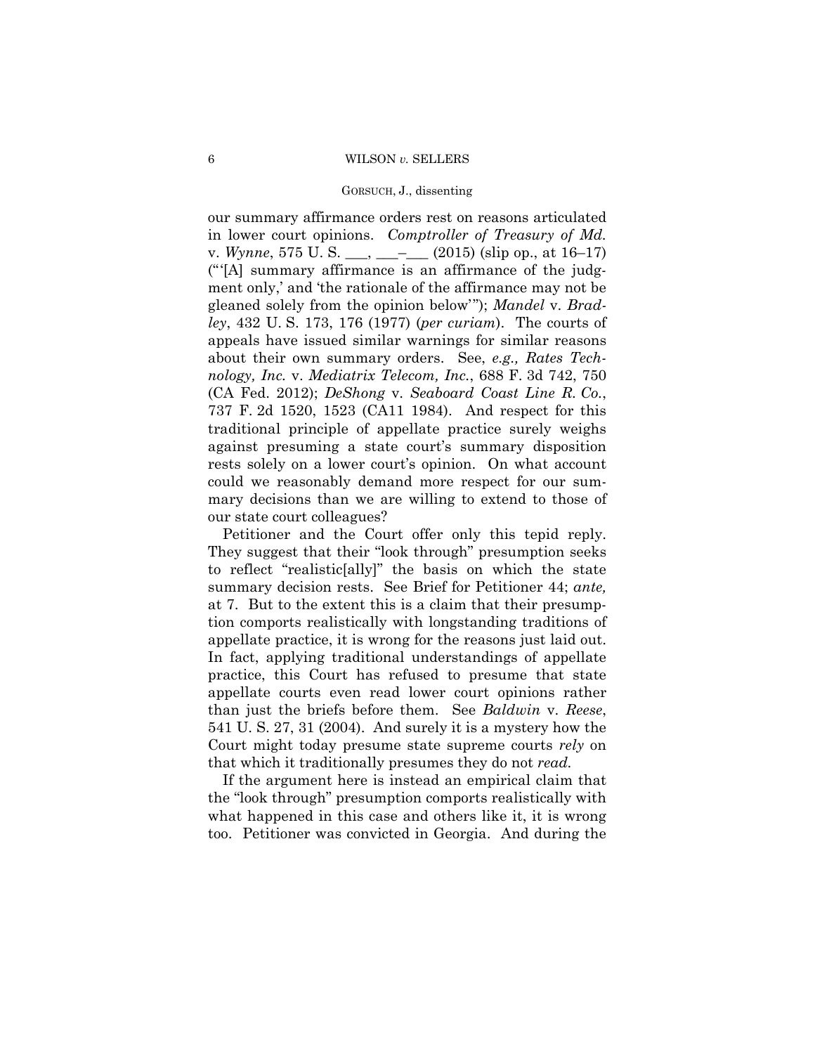our summary affirmance orders rest on reasons articulated in lower court opinions. *Comptroller of Treasury of Md.* v. *Wynne*, 575 U. S. ___, ___–___ (2015) (slip op., at 16–17) ("'[A] summary affirmance is an affirmance of the judgment only,' and 'the rationale of the affirmance may not be gleaned solely from the opinion below'"); *Mandel* v. *Bradley*, 432 U. S. 173, 176 (1977) (*per curiam*). The courts of appeals have issued similar warnings for similar reasons about their own summary orders. See, *e.g., Rates Technology, Inc.* v. *Mediatrix Telecom, Inc.*, 688 F. 3d 742, 750 (CA Fed. 2012); *DeShong* v. *Seaboard Coast Line R. Co.*, 737 F. 2d 1520, 1523 (CA11 1984). And respect for this traditional principle of appellate practice surely weighs against presuming a state court's summary disposition rests solely on a lower court's opinion. On what account could we reasonably demand more respect for our summary decisions than we are willing to extend to those of our state court colleagues?

Petitioner and the Court offer only this tepid reply. They suggest that their "look through" presumption seeks to reflect "realistic[ally]" the basis on which the state summary decision rests. See Brief for Petitioner 44; *ante,* at 7. But to the extent this is a claim that their presumption comports realistically with longstanding traditions of appellate practice, it is wrong for the reasons just laid out. In fact, applying traditional understandings of appellate practice, this Court has refused to presume that state appellate courts even read lower court opinions rather than just the briefs before them. See *Baldwin* v. *Reese*, 541 U. S. 27, 31 (2004). And surely it is a mystery how the Court might today presume state supreme courts *rely* on that which it traditionally presumes they do not *read.*

If the argument here is instead an empirical claim that the "look through" presumption comports realistically with what happened in this case and others like it, it is wrong too. Petitioner was convicted in Georgia. And during the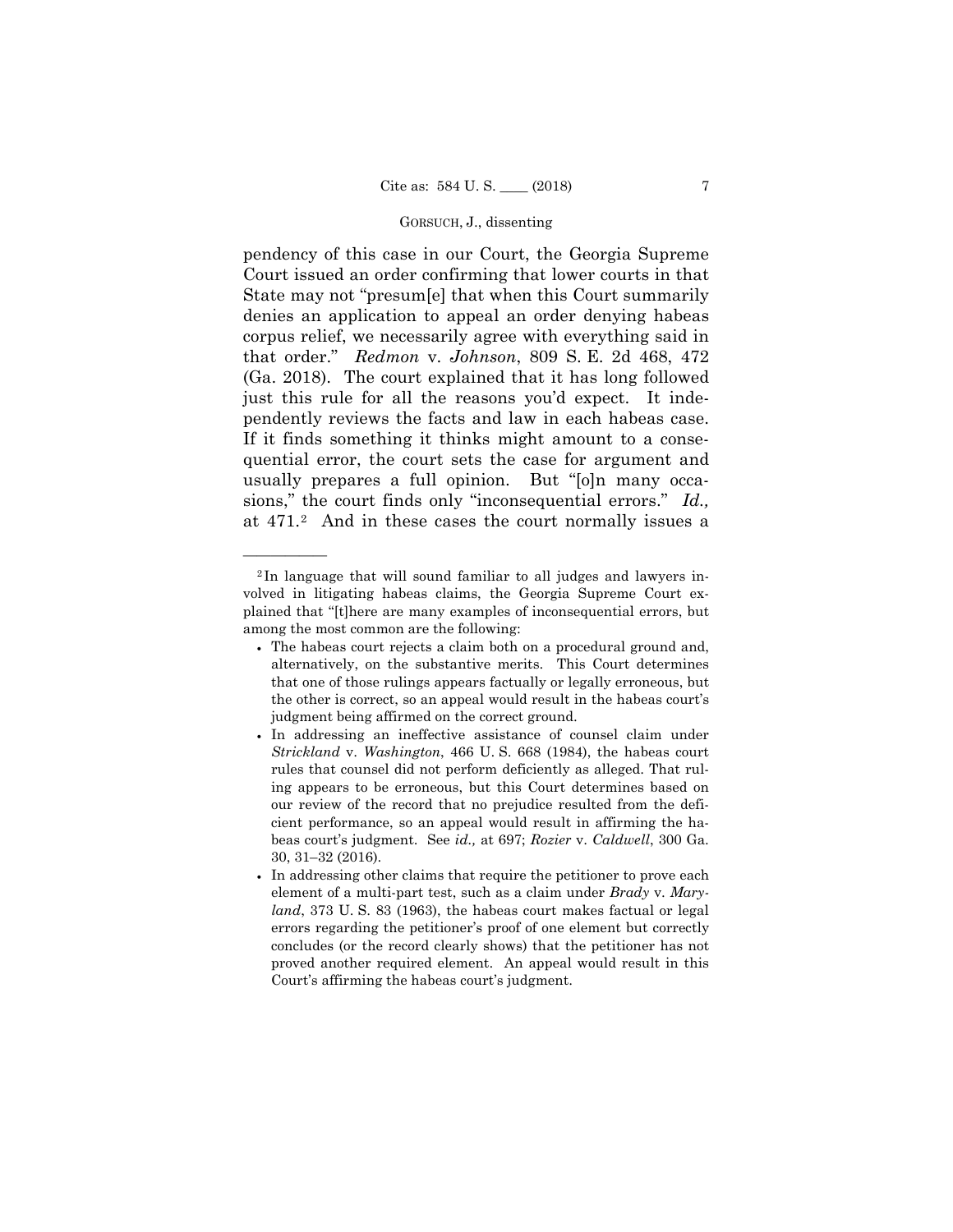pendency of this case in our Court, the Georgia Supreme Court issued an order confirming that lower courts in that State may not "presum[e] that when this Court summarily denies an application to appeal an order denying habeas corpus relief, we necessarily agree with everything said in that order." *Redmon* v. *Johnson*, 809 S. E. 2d 468, 472 (Ga. 2018). The court explained that it has long followed just this rule for all the reasons you'd expect. It independently reviews the facts and law in each habeas case. If it finds something it thinks might amount to a consequential error, the court sets the case for argument and usually prepares a full opinion. But "[o]n many occasions," the court finds only "inconsequential errors." *Id.,* at 471.[2] And in these cases the court normally issues a

---

[2] In language that will sound familiar to all judges and lawyers involved in litigating habeas claims, the Georgia Supreme Court explained that "[t]here are many examples of inconsequential errors, but among the most common are the following:

- The habeas court rejects a claim both on a procedural ground and, alternatively, on the substantive merits. This Court determines that one of those rulings appears factually or legally erroneous, but the other is correct, so an appeal would result in the habeas court's judgment being affirmed on the correct ground.
- In addressing an ineffective assistance of counsel claim under *Strickland* v. *Washington*, 466 U. S. 668 (1984), the habeas court rules that counsel did not perform deficiently as alleged. That ruling appears to be erroneous, but this Court determines based on our review of the record that no prejudice resulted from the deficient performance, so an appeal would result in affirming the habeas court's judgment. See *id.,* at 697; *Rozier* v. *Caldwell*, 300 Ga. 30, 31–32 (2016).
- In addressing other claims that require the petitioner to prove each element of a multi-part test, such as a claim under *Brady* v. *Maryland*, 373 U. S. 83 (1963), the habeas court makes factual or legal errors regarding the petitioner's proof of one element but correctly concludes (or the record clearly shows) that the petitioner has not proved another required element. An appeal would result in this Court's affirming the habeas court's judgment.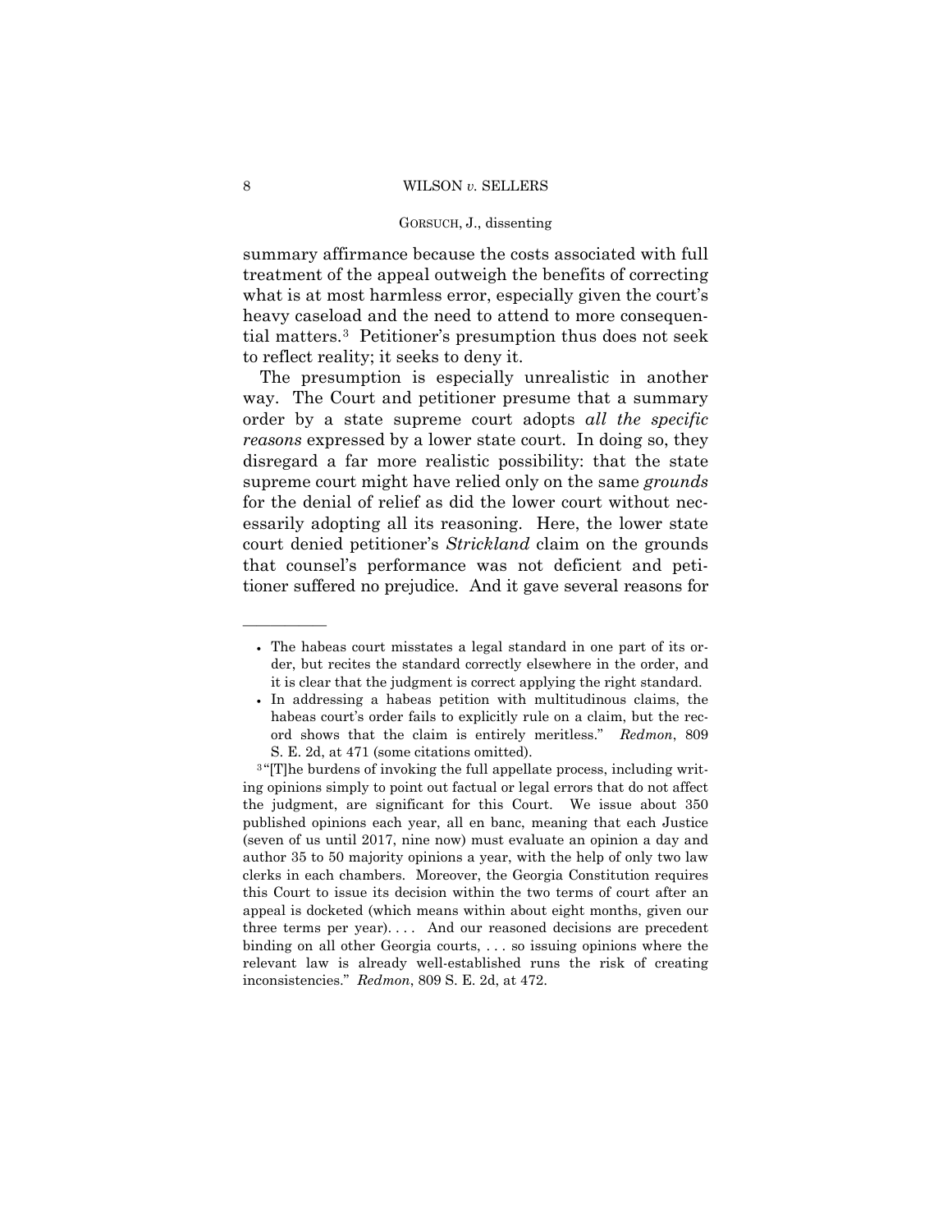summary affirmance because the costs associated with full treatment of the appeal outweigh the benefits of correcting what is at most harmless error, especially given the court's heavy caseload and the need to attend to more consequential matters.[3] Petitioner's presumption thus does not seek to reflect reality; it seeks to deny it.

The presumption is especially unrealistic in another way. The Court and petitioner presume that a summary order by a state supreme court adopts *all the specific reasons* expressed by a lower state court. In doing so, they disregard a far more realistic possibility: that the state supreme court might have relied only on the same *grounds* for the denial of relief as did the lower court without necessarily adopting all its reasoning. Here, the lower state court denied petitioner's *Strickland* claim on the grounds that counsel's performance was not deficient and petitioner suffered no prejudice. And it gave several reasons for

---

- The habeas court misstates a legal standard in one part of its order, but recites the standard correctly elsewhere in the order, and it is clear that the judgment is correct applying the right standard.
- In addressing a habeas petition with multitudinous claims, the habeas court's order fails to explicitly rule on a claim, but the record shows that the claim is entirely meritless." *Redmon*, 809 S. E. 2d, at 471 (some citations omitted).

[3] "[T]he burdens of invoking the full appellate process, including writing opinions simply to point out factual or legal errors that do not affect the judgment, are significant for this Court. We issue about 350 published opinions each year, all en banc, meaning that each Justice (seven of us until 2017, nine now) must evaluate an opinion a day and author 35 to 50 majority opinions a year, with the help of only two law clerks in each chambers. Moreover, the Georgia Constitution requires this Court to issue its decision within the two terms of court after an appeal is docketed (which means within about eight months, given our three terms per year). . . . And our reasoned decisions are precedent binding on all other Georgia courts, . . . so issuing opinions where the relevant law is already well-established runs the risk of creating inconsistencies." *Redmon*, 809 S. E. 2d, at 472.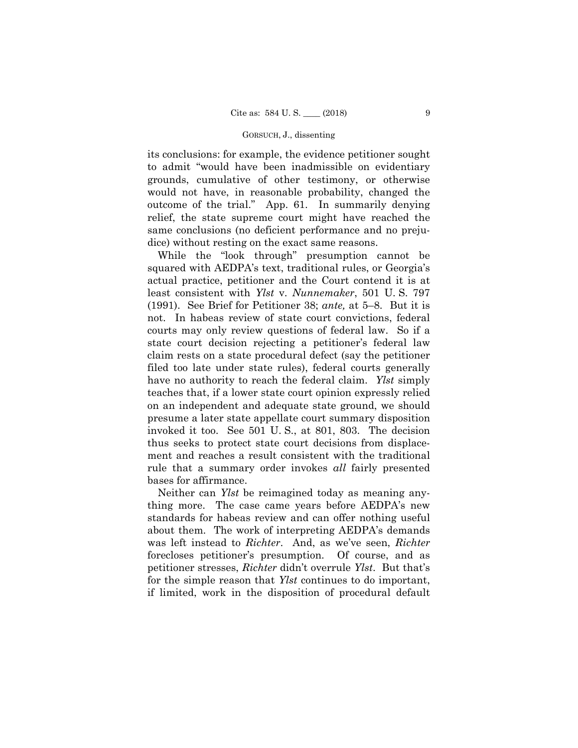its conclusions: for example, the evidence petitioner sought to admit "would have been inadmissible on evidentiary grounds, cumulative of other testimony, or otherwise would not have, in reasonable probability, changed the outcome of the trial." App. 61. In summarily denying relief, the state supreme court might have reached the same conclusions (no deficient performance and no prejudice) without resting on the exact same reasons.

While the "look through" presumption cannot be squared with AEDPA's text, traditional rules, or Georgia's actual practice, petitioner and the Court contend it is at least consistent with *Ylst* v. *Nunnemaker*, 501 U. S. 797 (1991). See Brief for Petitioner 38; *ante,* at 5–8. But it is not. In habeas review of state court convictions, federal courts may only review questions of federal law. So if a state court decision rejecting a petitioner's federal law claim rests on a state procedural defect (say the petitioner filed too late under state rules), federal courts generally have no authority to reach the federal claim. *Ylst* simply teaches that, if a lower state court opinion expressly relied on an independent and adequate state ground, we should presume a later state appellate court summary disposition invoked it too. See 501 U. S., at 801, 803. The decision thus seeks to protect state court decisions from displacement and reaches a result consistent with the traditional rule that a summary order invokes *all* fairly presented bases for affirmance.

Neither can *Ylst* be reimagined today as meaning anything more. The case came years before AEDPA's new standards for habeas review and can offer nothing useful about them. The work of interpreting AEDPA's demands was left instead to *Richter*. And, as we've seen, *Richter* forecloses petitioner's presumption. Of course, and as petitioner stresses, *Richter* didn't overrule *Ylst*. But that's for the simple reason that *Ylst* continues to do important, if limited, work in the disposition of procedural default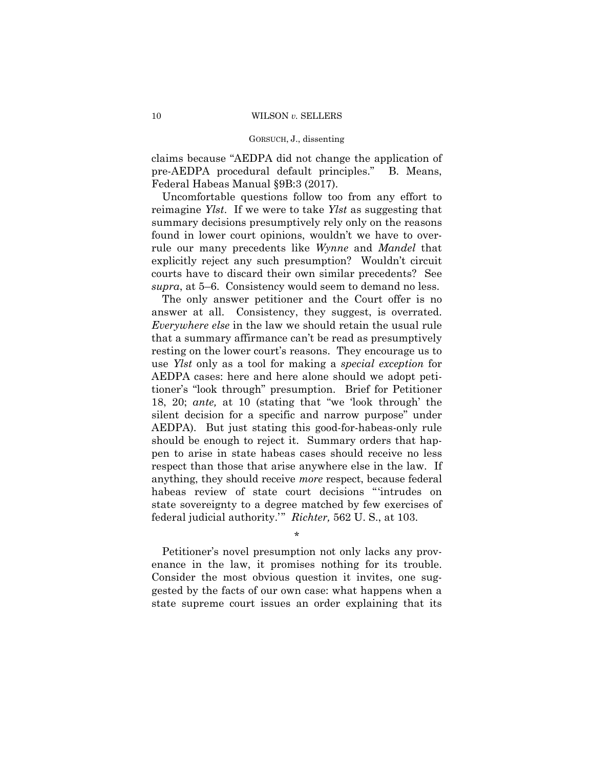claims because "AEDPA did not change the application of pre-AEDPA procedural default principles." B. Means, Federal Habeas Manual §9B:3 (2017).

Uncomfortable questions follow too from any effort to reimagine *Ylst*. If we were to take *Ylst* as suggesting that summary decisions presumptively rely only on the reasons found in lower court opinions, wouldn't we have to overrule our many precedents like *Wynne* and *Mandel* that explicitly reject any such presumption? Wouldn't circuit courts have to discard their own similar precedents? See *supra*, at 5–6. Consistency would seem to demand no less.

The only answer petitioner and the Court offer is no answer at all. Consistency, they suggest, is overrated. *Everywhere else* in the law we should retain the usual rule that a summary affirmance can't be read as presumptively resting on the lower court's reasons. They encourage us to use *Ylst* only as a tool for making a *special exception* for AEDPA cases: here and here alone should we adopt petitioner's "look through" presumption. Brief for Petitioner 18, 20; *ante,* at 10 (stating that "we 'look through' the silent decision for a specific and narrow purpose" under AEDPA). But just stating this good-for-habeas-only rule should be enough to reject it. Summary orders that happen to arise in state habeas cases should receive no less respect than those that arise anywhere else in the law. If anything, they should receive *more* respect, because federal habeas review of state court decisions "'intrudes on state sovereignty to a degree matched by few exercises of federal judicial authority.'" *Richter,* 562 U. S., at 103.

\*

Petitioner's novel presumption not only lacks any provenance in the law, it promises nothing for its trouble. Consider the most obvious question it invites, one suggested by the facts of our own case: what happens when a state supreme court issues an order explaining that its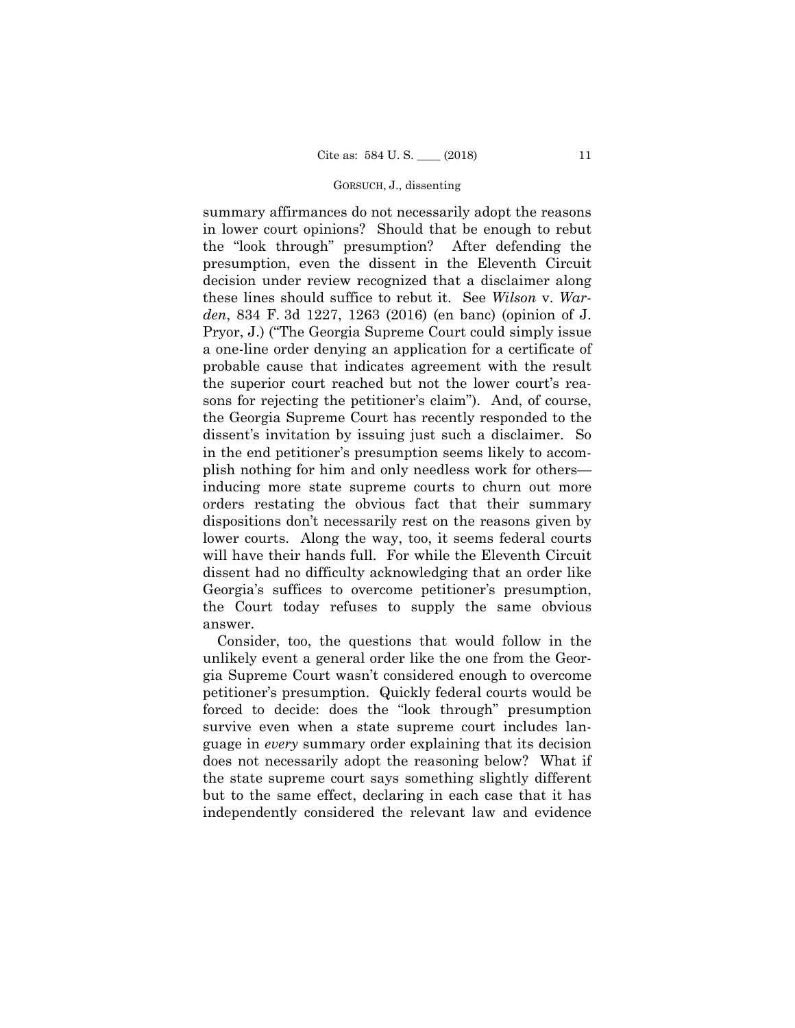summary affirmances do not necessarily adopt the reasons in lower court opinions? Should that be enough to rebut the "look through" presumption? After defending the presumption, even the dissent in the Eleventh Circuit decision under review recognized that a disclaimer along these lines should suffice to rebut it. See *Wilson* v. *Warden*, 834 F. 3d 1227, 1263 (2016) (en banc) (opinion of J. Pryor, J.) ("The Georgia Supreme Court could simply issue a one-line order denying an application for a certificate of probable cause that indicates agreement with the result the superior court reached but not the lower court's reasons for rejecting the petitioner's claim"). And, of course, the Georgia Supreme Court has recently responded to the dissent's invitation by issuing just such a disclaimer. So in the end petitioner's presumption seems likely to accomplish nothing for him and only needless work for others—inducing more state supreme courts to churn out more orders restating the obvious fact that their summary dispositions don't necessarily rest on the reasons given by lower courts. Along the way, too, it seems federal courts will have their hands full. For while the Eleventh Circuit dissent had no difficulty acknowledging that an order like Georgia's suffices to overcome petitioner's presumption, the Court today refuses to supply the same obvious answer.

Consider, too, the questions that would follow in the unlikely event a general order like the one from the Georgia Supreme Court wasn't considered enough to overcome petitioner's presumption. Quickly federal courts would be forced to decide: does the "look through" presumption survive even when a state supreme court includes language in *every* summary order explaining that its decision does not necessarily adopt the reasoning below? What if the state supreme court says something slightly different but to the same effect, declaring in each case that it has independently considered the relevant law and evidence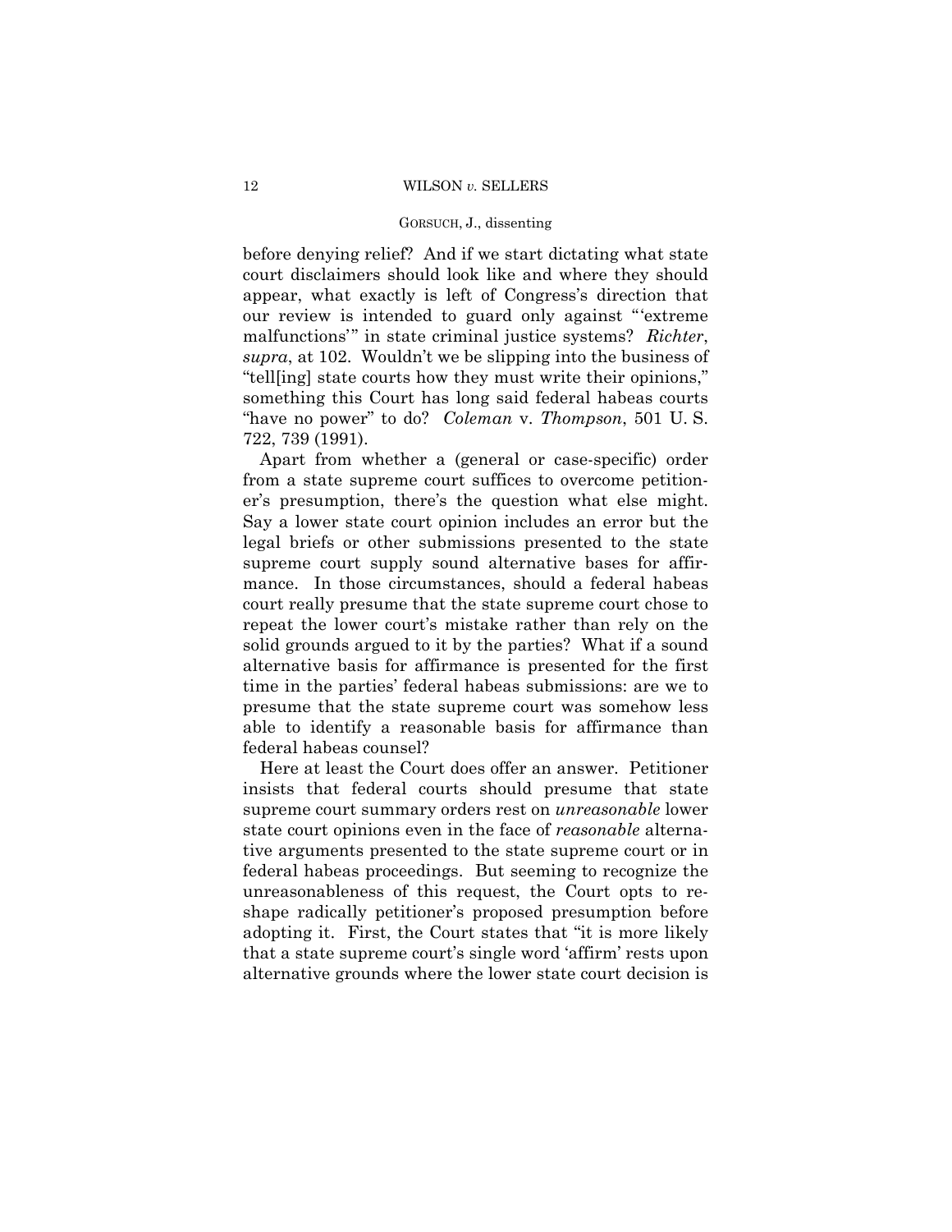before denying relief? And if we start dictating what state court disclaimers should look like and where they should appear, what exactly is left of Congress's direction that our review is intended to guard only against "'extreme malfunctions'" in state criminal justice systems? *Richter*, *supra*, at 102. Wouldn't we be slipping into the business of "tell[ing] state courts how they must write their opinions," something this Court has long said federal habeas courts "have no power" to do? *Coleman* v. *Thompson*, 501 U. S. 722, 739 (1991).

Apart from whether a (general or case-specific) order from a state supreme court suffices to overcome petitioner's presumption, there's the question what else might. Say a lower state court opinion includes an error but the legal briefs or other submissions presented to the state supreme court supply sound alternative bases for affirmance. In those circumstances, should a federal habeas court really presume that the state supreme court chose to repeat the lower court's mistake rather than rely on the solid grounds argued to it by the parties? What if a sound alternative basis for affirmance is presented for the first time in the parties' federal habeas submissions: are we to presume that the state supreme court was somehow less able to identify a reasonable basis for affirmance than federal habeas counsel?

Here at least the Court does offer an answer. Petitioner insists that federal courts should presume that state supreme court summary orders rest on *unreasonable* lower state court opinions even in the face of *reasonable* alternative arguments presented to the state supreme court or in federal habeas proceedings. But seeming to recognize the unreasonableness of this request, the Court opts to reshape radically petitioner's proposed presumption before adopting it. First, the Court states that "it is more likely that a state supreme court's single word 'affirm' rests upon alternative grounds where the lower state court decision is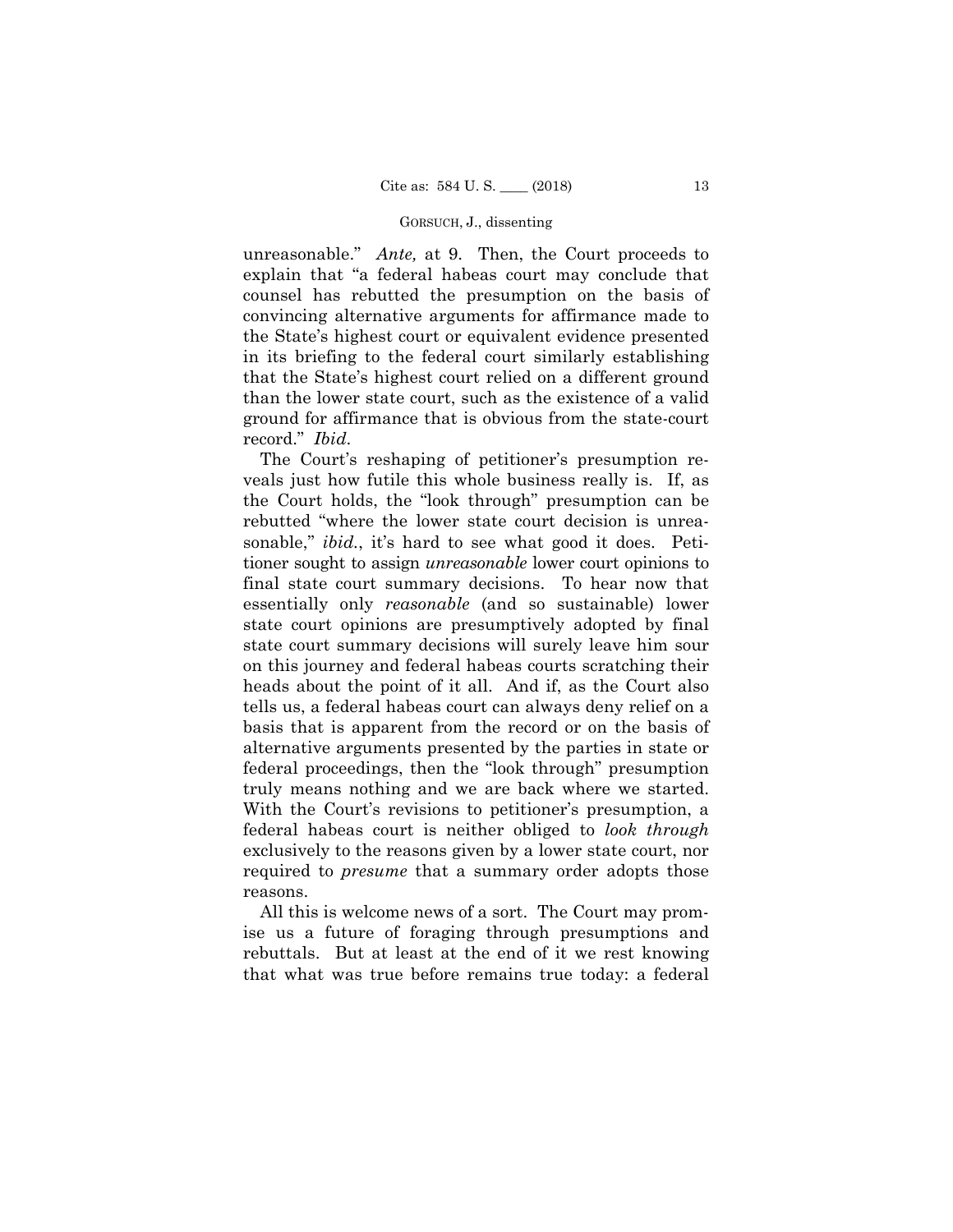unreasonable." *Ante,* at 9. Then, the Court proceeds to explain that "a federal habeas court may conclude that counsel has rebutted the presumption on the basis of convincing alternative arguments for affirmance made to the State's highest court or equivalent evidence presented in its briefing to the federal court similarly establishing that the State's highest court relied on a different ground than the lower state court, such as the existence of a valid ground for affirmance that is obvious from the state-court record." *Ibid.*

The Court's reshaping of petitioner's presumption reveals just how futile this whole business really is. If, as the Court holds, the "look through" presumption can be rebutted "where the lower state court decision is unreasonable," *ibid.*, it's hard to see what good it does. Petitioner sought to assign *unreasonable* lower court opinions to final state court summary decisions. To hear now that essentially only *reasonable* (and so sustainable) lower state court opinions are presumptively adopted by final state court summary decisions will surely leave him sour on this journey and federal habeas courts scratching their heads about the point of it all. And if, as the Court also tells us, a federal habeas court can always deny relief on a basis that is apparent from the record or on the basis of alternative arguments presented by the parties in state or federal proceedings, then the "look through" presumption truly means nothing and we are back where we started. With the Court's revisions to petitioner's presumption, a federal habeas court is neither obliged to *look through* exclusively to the reasons given by a lower state court, nor required to *presume* that a summary order adopts those reasons.

All this is welcome news of a sort. The Court may promise us a future of foraging through presumptions and rebuttals. But at least at the end of it we rest knowing that what was true before remains true today: a federal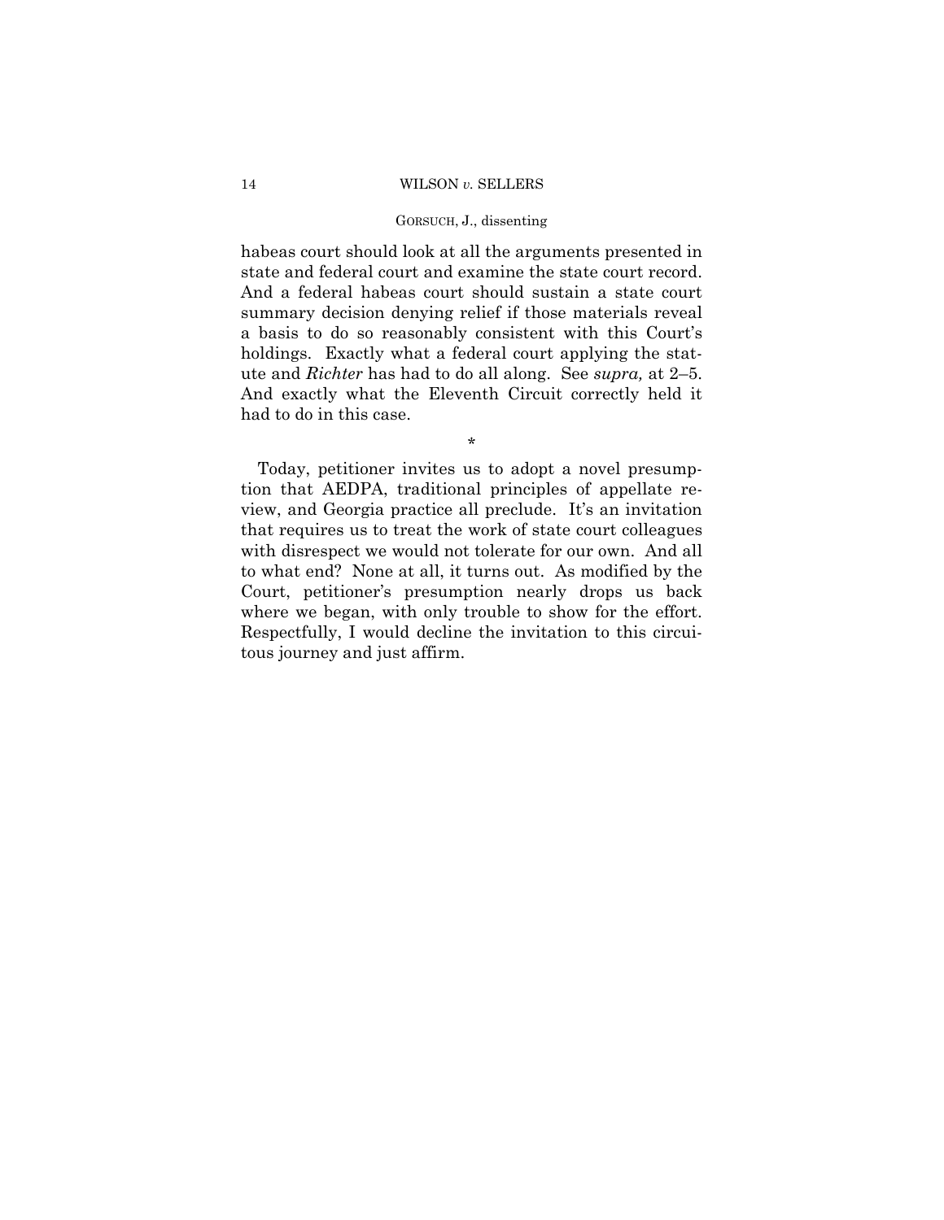habeas court should look at all the arguments presented in state and federal court and examine the state court record. And a federal habeas court should sustain a state court summary decision denying relief if those materials reveal a basis to do so reasonably consistent with this Court's holdings. Exactly what a federal court applying the statute and *Richter* has had to do all along. See *supra,* at 2–5. And exactly what the Eleventh Circuit correctly held it had to do in this case.

\*

Today, petitioner invites us to adopt a novel presumption that AEDPA, traditional principles of appellate review, and Georgia practice all preclude. It's an invitation that requires us to treat the work of state court colleagues with disrespect we would not tolerate for our own. And all to what end? None at all, it turns out. As modified by the Court, petitioner's presumption nearly drops us back where we began, with only trouble to show for the effort. Respectfully, I would decline the invitation to this circuitous journey and just affirm.